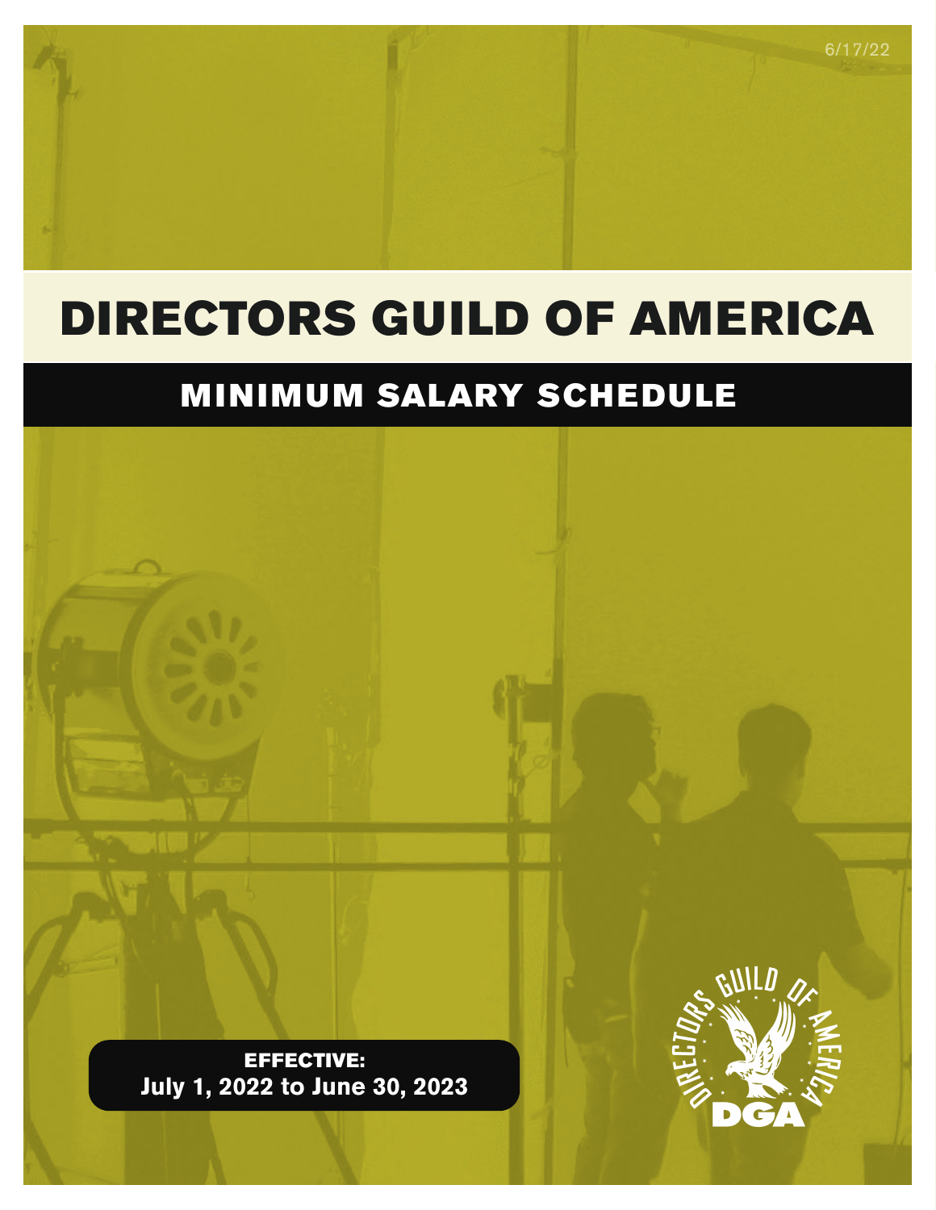6/17/22

# DIRECTORS GUILD OF AMERICA

## MINIMUM SALARY SCHEDULE

**EFFECTIVE:**
**July 1, 2022 to June 30, 2023**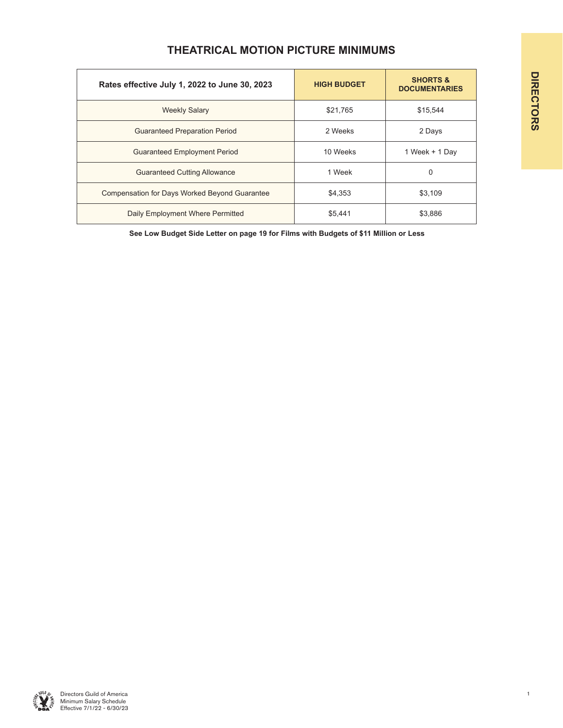# THEATRICAL MOTION PICTURE MINIMUMS

| Rates effective July 1, 2022 to June 30, 2023 | HIGH BUDGET | SHORTS & DOCUMENTARIES |
|---|---|---|
| Weekly Salary | $21,765 | $15,544 |
| Guaranteed Preparation Period | 2 Weeks | 2 Days |
| Guaranteed Employment Period | 10 Weeks | 1 Week + 1 Day |
| Guaranteed Cutting Allowance | 1 Week | 0 |
| Compensation for Days Worked Beyond Guarantee | $4,353 | $3,109 |
| Daily Employment Where Permitted | $5,441 | $3,886 |

**See Low Budget Side Letter on page 19 for Films with Budgets of $11 Million or Less**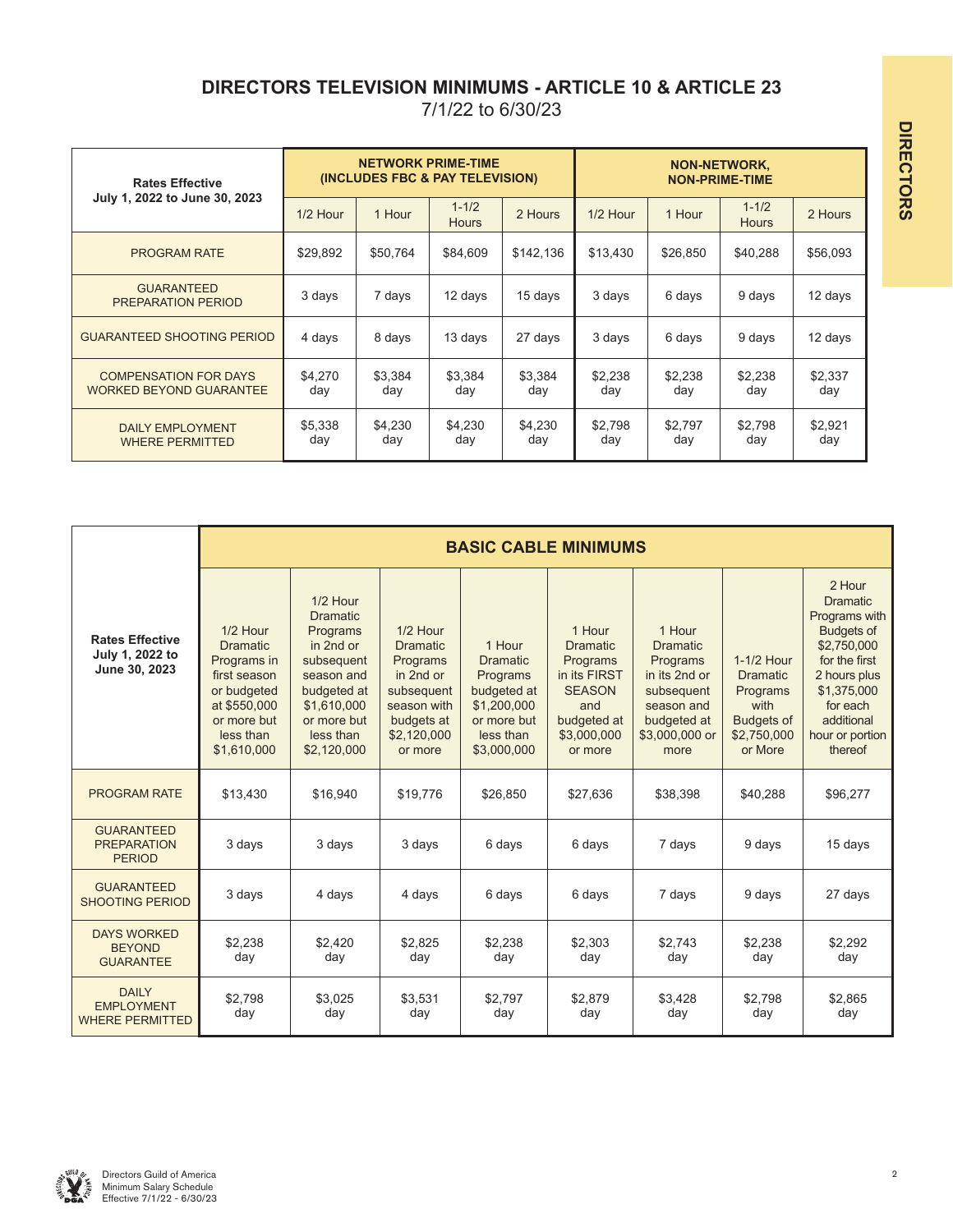## DIRECTORS TELEVISION MINIMUMS - ARTICLE 10 & ARTICLE 23

7/1/22 to 6/30/23

| Rates Effective July 1, 2022 to June 30, 2023 | NETWORK PRIME-TIME (INCLUDES FBC & PAY TELEVISION) | | | | NON-NETWORK, NON-PRIME-TIME | | | |
|---|---|---|---|---|---|---|---|---|
| | 1/2 Hour | 1 Hour | 1-1/2 Hours | 2 Hours | 1/2 Hour | 1 Hour | 1-1/2 Hours | 2 Hours |
| PROGRAM RATE | $29,892 | $50,764 | $84,609 | $142,136 | $13,430 | $26,850 | $40,288 | $56,093 |
| GUARANTEED PREPARATION PERIOD | 3 days | 7 days | 12 days | 15 days | 3 days | 6 days | 9 days | 12 days |
| GUARANTEED SHOOTING PERIOD | 4 days | 8 days | 13 days | 27 days | 3 days | 6 days | 9 days | 12 days |
| COMPENSATION FOR DAYS WORKED BEYOND GUARANTEE | $4,270 day | $3,384 day | $3,384 day | $3,384 day | $2,238 day | $2,238 day | $2,238 day | $2,337 day |
| DAILY EMPLOYMENT WHERE PERMITTED | $5,338 day | $4,230 day | $4,230 day | $4,230 day | $2,798 day | $2,797 day | $2,798 day | $2,921 day |

| Rates Effective July 1, 2022 to June 30, 2023 | BASIC CABLE MINIMUMS | | | | | | | |
|---|---|---|---|---|---|---|---|---|
| | 1/2 Hour Dramatic Programs in first season or budgeted at $550,000 or more but less than $1,610,000 | 1/2 Hour Dramatic Programs in 2nd or subsequent season and budgeted at $1,610,000 or more but less than $2,120,000 | 1/2 Hour Dramatic Programs in 2nd or subsequent season with budgets at $2,120,000 or more | 1 Hour Dramatic Programs budgeted at $1,200,000 or more but less than $3,000,000 | 1 Hour Dramatic Programs in its FIRST SEASON and budgeted at $3,000,000 or more | 1 Hour Dramatic Programs in its 2nd or subsequent season and budgeted at $3,000,000 or more | 1-1/2 Hour Dramatic Programs with Budgets of $2,750,000 or More | 2 Hour Dramatic Programs with Budgets of $2,750,000 for the first 2 hours plus $1,375,000 for each additional hour or portion thereof |
| PROGRAM RATE | $13,430 | $16,940 | $19,776 | $26,850 | $27,636 | $38,398 | $40,288 | $96,277 |
| GUARANTEED PREPARATION PERIOD | 3 days | 3 days | 3 days | 6 days | 6 days | 7 days | 9 days | 15 days |
| GUARANTEED SHOOTING PERIOD | 3 days | 4 days | 4 days | 6 days | 6 days | 7 days | 9 days | 27 days |
| DAYS WORKED BEYOND GUARANTEE | $2,238 day | $2,420 day | $2,825 day | $2,238 day | $2,303 day | $2,743 day | $2,238 day | $2,292 day |
| DAILY EMPLOYMENT WHERE PERMITTED | $2,798 day | $3,025 day | $3,531 day | $2,797 day | $2,879 day | $3,428 day | $2,798 day | $2,865 day |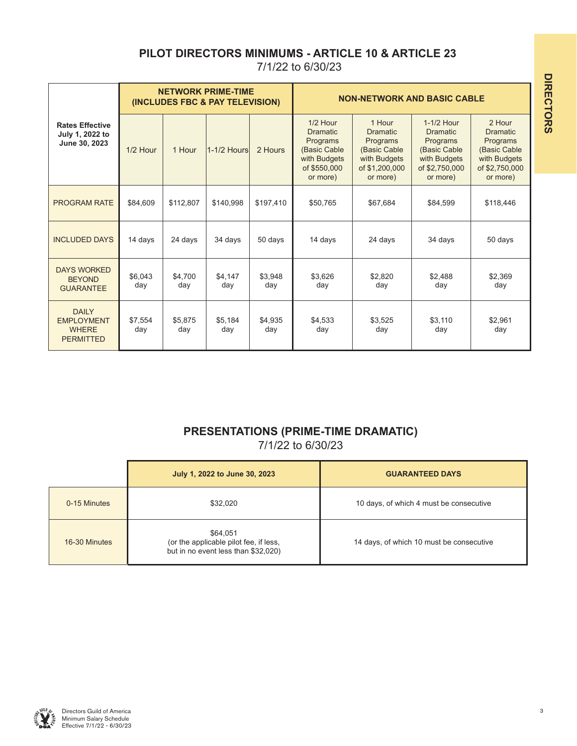## PILOT DIRECTORS MINIMUMS - ARTICLE 10 & ARTICLE 23

7/1/22 to 6/30/23

| Rates Effective July 1, 2022 to June 30, 2023 | NETWORK PRIME-TIME (INCLUDES FBC & PAY TELEVISION) | | | | NON-NETWORK AND BASIC CABLE | | | |
|---|---|---|---|---|---|---|---|---|
| | 1/2 Hour | 1 Hour | 1-1/2 Hours | 2 Hours | 1/2 Hour Dramatic Programs (Basic Cable with Budgets of $550,000 or more) | 1 Hour Dramatic Programs (Basic Cable with Budgets of $1,200,000 or more) | 1-1/2 Hour Dramatic Programs (Basic Cable with Budgets of $2,750,000 or more) | 2 Hour Dramatic Programs (Basic Cable with Budgets of $2,750,000 or more) |
| PROGRAM RATE | $84,609 | $112,807 | $140,998 | $197,410 | $50,765 | $67,684 | $84,599 | $118,446 |
| INCLUDED DAYS | 14 days | 24 days | 34 days | 50 days | 14 days | 24 days | 34 days | 50 days |
| DAYS WORKED BEYOND GUARANTEE | $6,043 day | $4,700 day | $4,147 day | $3,948 day | $3,626 day | $2,820 day | $2,488 day | $2,369 day |
| DAILY EMPLOYMENT WHERE PERMITTED | $7,554 day | $5,875 day | $5,184 day | $4,935 day | $4,533 day | $3,525 day | $3,110 day | $2,961 day |

## PRESENTATIONS (PRIME-TIME DRAMATIC)

7/1/22 to 6/30/23

| | July 1, 2022 to June 30, 2023 | GUARANTEED DAYS |
|---|---|---|
| 0-15 Minutes | $32,020 | 10 days, of which 4 must be consecutive |
| 16-30 Minutes | $64,051 (or the applicable pilot fee, if less, but in no event less than $32,020) | 14 days, of which 10 must be consecutive |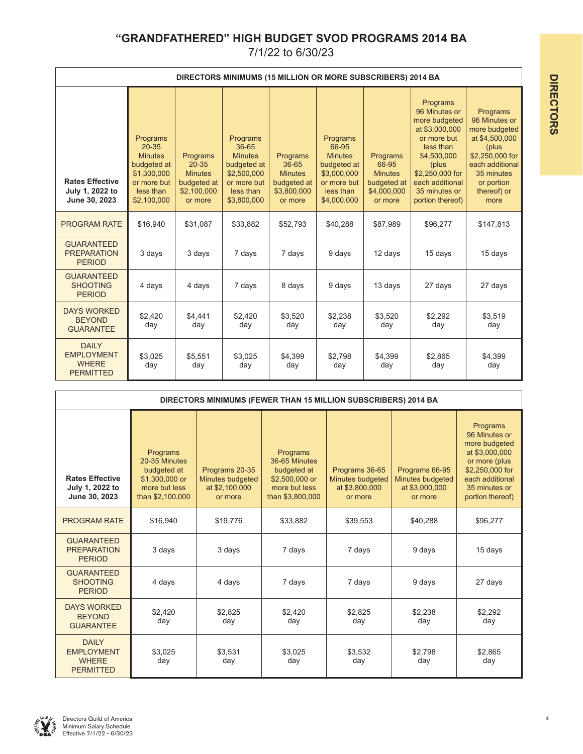# "GRANDFATHERED" HIGH BUDGET SVOD PROGRAMS 2014 BA

7/1/22 to 6/30/23

| DIRECTORS MINIMUMS (15 MILLION OR MORE SUBSCRIBERS) 2014 BA | | | | | | | | |
|---|---|---|---|---|---|---|---|---|
| **Rates Effective July 1, 2022 to June 30, 2023** | Programs 20-35 Minutes budgeted at $1,300,000 or more but less than $2,100,000 | Programs 20-35 Minutes budgeted at $2,100,000 or more | Programs 36-65 Minutes budgeted at $2,500,000 or more but less than $3,800,000 | Programs 36-65 Minutes budgeted at $3,800,000 or more | Programs 66-95 Minutes budgeted at $3,000,000 or more but less than $4,000,000 | Programs 66-95 Minutes budgeted at $4,000,000 or more | Programs 96 Minutes or more budgeted at $3,000,000 or more but less than $4,500,000 (plus $2,250,000 for each additional 35 minutes or portion thereof) | Programs 96 Minutes or more budgeted at $4,500,000 (plus $2,250,000 for each additional 35 minutes or portion thereof) or more |
| PROGRAM RATE | $16,940 | $31,087 | $33,882 | $52,793 | $40,288 | $87,989 | $96,277 | $147,813 |
| GUARANTEED PREPARATION PERIOD | 3 days | 3 days | 7 days | 7 days | 9 days | 12 days | 15 days | 15 days |
| GUARANTEED SHOOTING PERIOD | 4 days | 4 days | 7 days | 8 days | 9 days | 13 days | 27 days | 27 days |
| DAYS WORKED BEYOND GUARANTEE | $2,420 day | $4,441 day | $2,420 day | $3,520 day | $2,238 day | $3,520 day | $2,292 day | $3,519 day |
| DAILY EMPLOYMENT WHERE PERMITTED | $3,025 day | $5,551 day | $3,025 day | $4,399 day | $2,798 day | $4,399 day | $2,865 day | $4,399 day |

| DIRECTORS MINIMUMS (FEWER THAN 15 MILLION SUBSCRIBERS) 2014 BA | | | | | | |
|---|---|---|---|---|---|---|
| **Rates Effective July 1, 2022 to June 30, 2023** | Programs 20-35 Minutes budgeted at $1,300,000 or more but less than $2,100,000 | Programs 20-35 Minutes budgeted at $2,100,000 or more | Programs 36-65 Minutes budgeted at $2,500,000 or more but less than $3,800,000 | Programs 36-65 Minutes budgeted at $3,800,000 or more | Programs 66-95 Minutes budgeted at $3,000,000 or more | Programs 96 Minutes or more budgeted at $3,000,000 or more (plus $2,250,000 for each additional 35 minutes or portion thereof) |
| PROGRAM RATE | $16,940 | $19,776 | $33,882 | $39,553 | $40,288 | $96,277 |
| GUARANTEED PREPARATION PERIOD | 3 days | 3 days | 7 days | 7 days | 9 days | 15 days |
| GUARANTEED SHOOTING PERIOD | 4 days | 4 days | 7 days | 7 days | 9 days | 27 days |
| DAYS WORKED BEYOND GUARANTEE | $2,420 day | $2,825 day | $2,420 day | $2,825 day | $2,238 day | $2,292 day |
| DAILY EMPLOYMENT WHERE PERMITTED | $3,025 day | $3,531 day | $3,025 day | $3,532 day | $2,798 day | $2,865 day |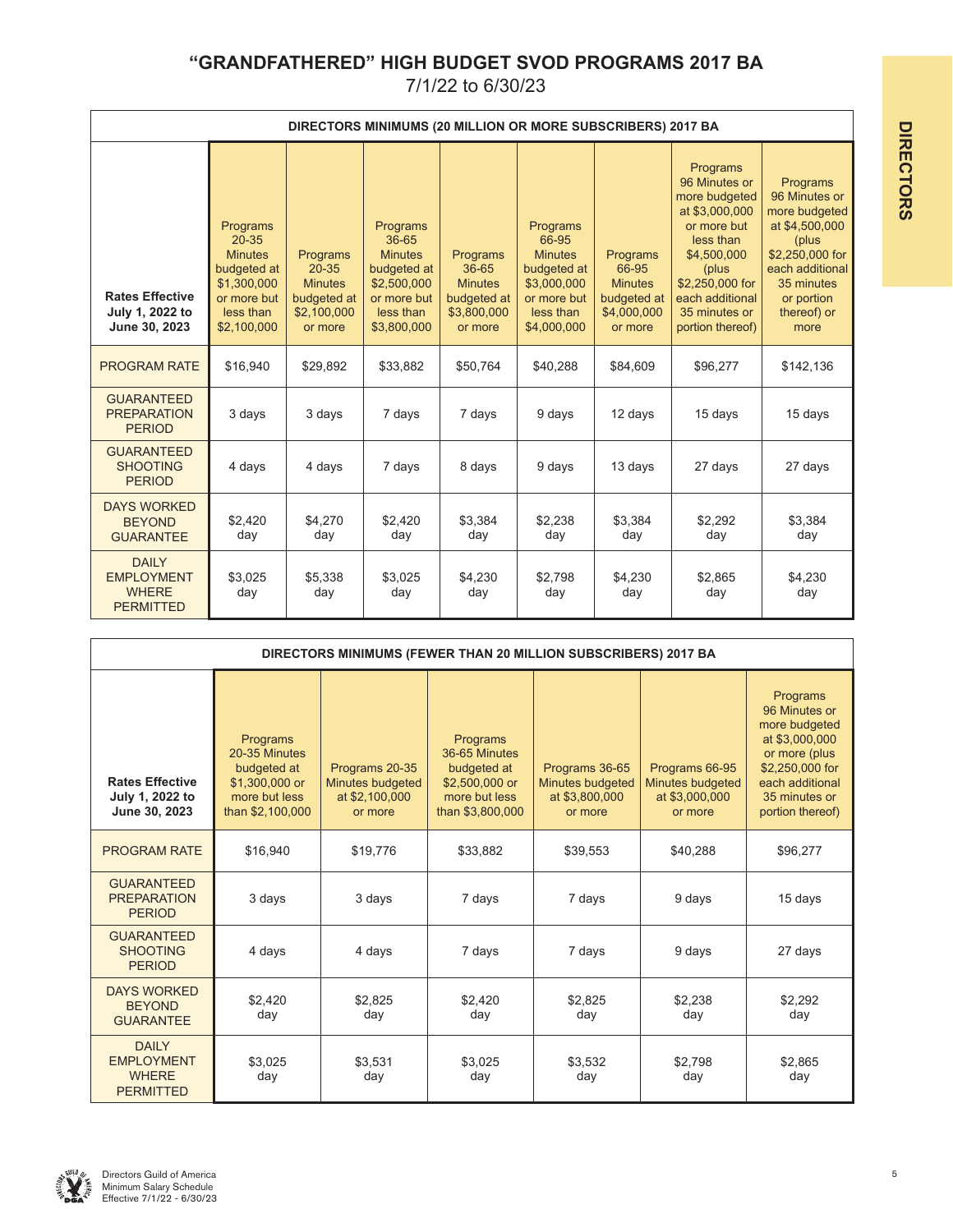# "GRANDFATHERED" HIGH BUDGET SVOD PROGRAMS 2017 BA

7/1/22 to 6/30/23

**DIRECTORS MINIMUMS (20 MILLION OR MORE SUBSCRIBERS) 2017 BA**

| Rates Effective July 1, 2022 to June 30, 2023 | Programs 20-35 Minutes budgeted at $1,300,000 or more but less than $2,100,000 | Programs 20-35 Minutes budgeted at $2,100,000 or more | Programs 36-65 Minutes budgeted at $2,500,000 or more but less than $3,800,000 | Programs 36-65 Minutes budgeted at $3,800,000 or more | Programs 66-95 Minutes budgeted at $3,000,000 or more but less than $4,000,000 | Programs 66-95 Minutes budgeted at $4,000,000 or more | Programs 96 Minutes or more budgeted at $3,000,000 or more but less than $4,500,000 (plus $2,250,000 for each additional 35 minutes or portion thereof) | Programs 96 Minutes or more budgeted at $4,500,000 (plus $2,250,000 for each additional 35 minutes or portion thereof) or more |
|---|---|---|---|---|---|---|---|---|
| PROGRAM RATE | $16,940 | $29,892 | $33,882 | $50,764 | $40,288 | $84,609 | $96,277 | $142,136 |
| GUARANTEED PREPARATION PERIOD | 3 days | 3 days | 7 days | 7 days | 9 days | 12 days | 15 days | 15 days |
| GUARANTEED SHOOTING PERIOD | 4 days | 4 days | 7 days | 8 days | 9 days | 13 days | 27 days | 27 days |
| DAYS WORKED BEYOND GUARANTEE | $2,420 day | $4,270 day | $2,420 day | $3,384 day | $2,238 day | $3,384 day | $2,292 day | $3,384 day |
| DAILY EMPLOYMENT WHERE PERMITTED | $3,025 day | $5,338 day | $3,025 day | $4,230 day | $2,798 day | $4,230 day | $2,865 day | $4,230 day |

**DIRECTORS MINIMUMS (FEWER THAN 20 MILLION SUBSCRIBERS) 2017 BA**

| Rates Effective July 1, 2022 to June 30, 2023 | Programs 20-35 Minutes budgeted at $1,300,000 or more but less than $2,100,000 | Programs 20-35 Minutes budgeted at $2,100,000 or more | Programs 36-65 Minutes budgeted at $2,500,000 or more but less than $3,800,000 | Programs 36-65 Minutes budgeted at $3,800,000 or more | Programs 66-95 Minutes budgeted at $3,000,000 or more | Programs 96 Minutes or more budgeted at $3,000,000 or more (plus $2,250,000 for each additional 35 minutes or portion thereof) |
|---|---|---|---|---|---|---|
| PROGRAM RATE | $16,940 | $19,776 | $33,882 | $39,553 | $40,288 | $96,277 |
| GUARANTEED PREPARATION PERIOD | 3 days | 3 days | 7 days | 7 days | 9 days | 15 days |
| GUARANTEED SHOOTING PERIOD | 4 days | 4 days | 7 days | 7 days | 9 days | 27 days |
| DAYS WORKED BEYOND GUARANTEE | $2,420 day | $2,825 day | $2,420 day | $2,825 day | $2,238 day | $2,292 day |
| DAILY EMPLOYMENT WHERE PERMITTED | $3,025 day | $3,531 day | $3,025 day | $3,532 day | $2,798 day | $2,865 day |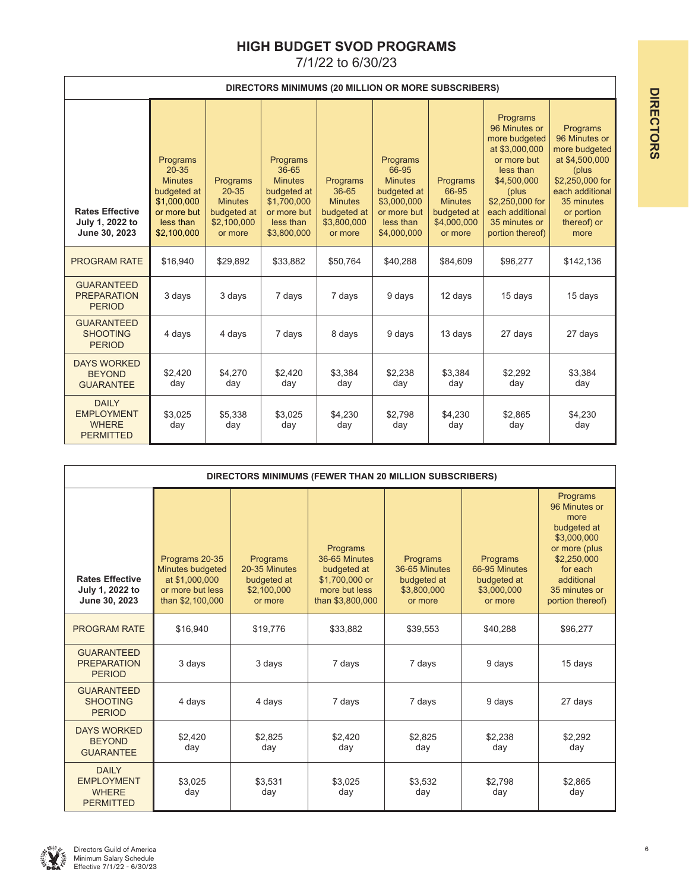# HIGH BUDGET SVOD PROGRAMS

7/1/22 to 6/30/23

| DIRECTORS MINIMUMS (20 MILLION OR MORE SUBSCRIBERS) | | | | | | | | |
|---|---|---|---|---|---|---|---|---|
| **Rates Effective July 1, 2022 to June 30, 2023** | Programs 20-35 Minutes budgeted at $1,000,000 or more but less than $2,100,000 | Programs 20-35 Minutes budgeted at $2,100,000 or more | Programs 36-65 Minutes budgeted at $1,700,000 or more but less than $3,800,000 | Programs 36-65 Minutes budgeted at $3,800,000 or more | Programs 66-95 Minutes budgeted at $3,000,000 or more but less than $4,000,000 | Programs 66-95 Minutes budgeted at $4,000,000 or more | Programs 96 Minutes or more budgeted at $3,000,000 or more but less than $4,500,000 (plus $2,250,000 for each additional 35 minutes or portion thereof) | Programs 96 Minutes or more budgeted at $4,500,000 (plus $2,250,000 for each additional 35 minutes or portion thereof) or more |
| PROGRAM RATE | $16,940 | $29,892 | $33,882 | $50,764 | $40,288 | $84,609 | $96,277 | $142,136 |
| GUARANTEED PREPARATION PERIOD | 3 days | 3 days | 7 days | 7 days | 9 days | 12 days | 15 days | 15 days |
| GUARANTEED SHOOTING PERIOD | 4 days | 4 days | 7 days | 8 days | 9 days | 13 days | 27 days | 27 days |
| DAYS WORKED BEYOND GUARANTEE | $2,420 day | $4,270 day | $2,420 day | $3,384 day | $2,238 day | $3,384 day | $2,292 day | $3,384 day |
| DAILY EMPLOYMENT WHERE PERMITTED | $3,025 day | $5,338 day | $3,025 day | $4,230 day | $2,798 day | $4,230 day | $2,865 day | $4,230 day |

| DIRECTORS MINIMUMS (FEWER THAN 20 MILLION SUBSCRIBERS) | | | | | | |
|---|---|---|---|---|---|---|
| **Rates Effective July 1, 2022 to June 30, 2023** | Programs 20-35 Minutes budgeted at $1,000,000 or more but less than $2,100,000 | Programs 20-35 Minutes budgeted at $2,100,000 or more | Programs 36-65 Minutes budgeted at $1,700,000 or more but less than $3,800,000 | Programs 36-65 Minutes budgeted at $3,800,000 or more | Programs 66-95 Minutes budgeted at $3,000,000 or more | Programs 96 Minutes or more budgeted at $3,000,000 or more (plus $2,250,000 for each additional 35 minutes or portion thereof) |
| PROGRAM RATE | $16,940 | $19,776 | $33,882 | $39,553 | $40,288 | $96,277 |
| GUARANTEED PREPARATION PERIOD | 3 days | 3 days | 7 days | 7 days | 9 days | 15 days |
| GUARANTEED SHOOTING PERIOD | 4 days | 4 days | 7 days | 7 days | 9 days | 27 days |
| DAYS WORKED BEYOND GUARANTEE | $2,420 day | $2,825 day | $2,420 day | $2,825 day | $2,238 day | $2,292 day |
| DAILY EMPLOYMENT WHERE PERMITTED | $3,025 day | $3,531 day | $3,025 day | $3,532 day | $2,798 day | $2,865 day |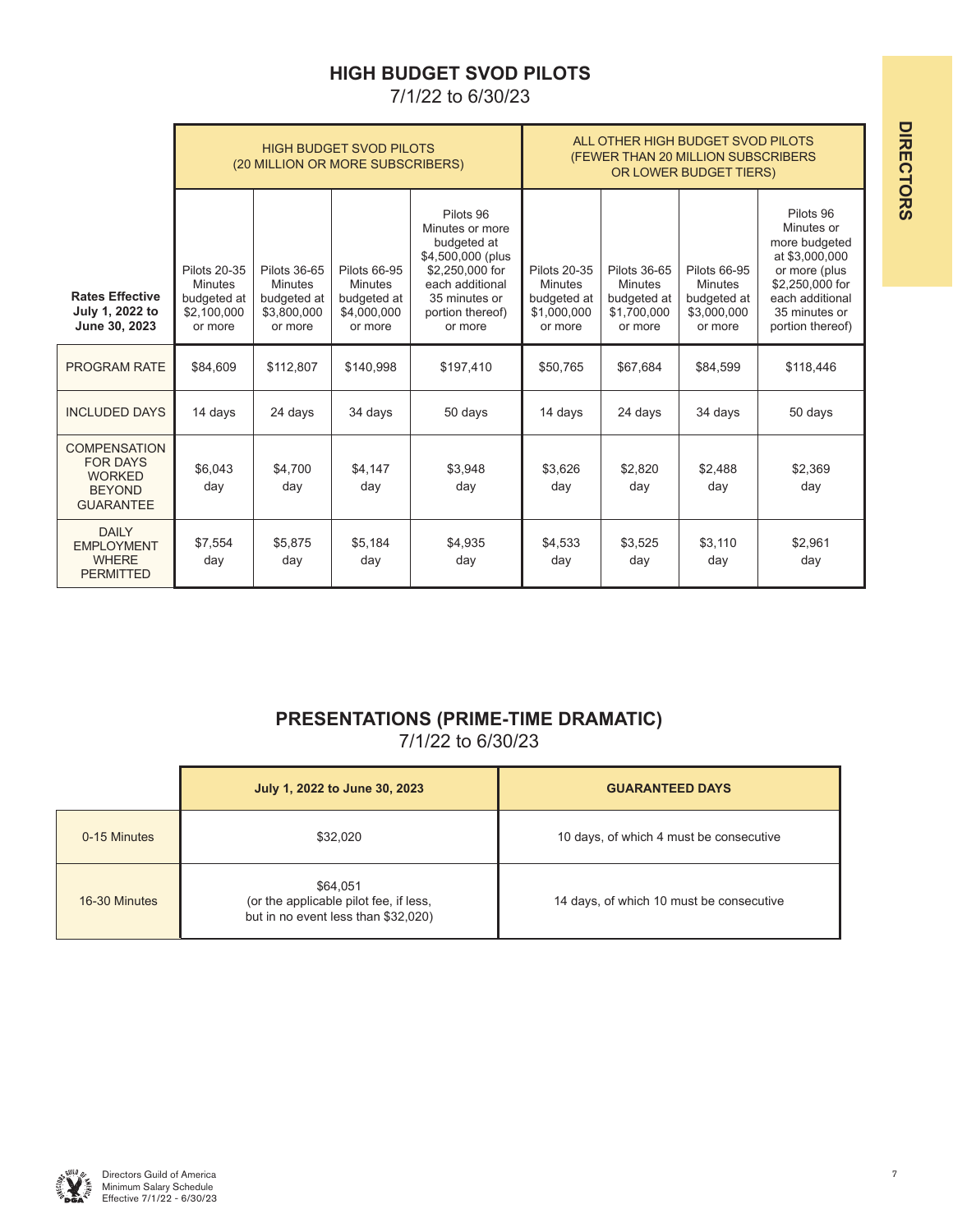## HIGH BUDGET SVOD PILOTS

7/1/22 to 6/30/23

| | HIGH BUDGET SVOD PILOTS (20 MILLION OR MORE SUBSCRIBERS) | | | | ALL OTHER HIGH BUDGET SVOD PILOTS (FEWER THAN 20 MILLION SUBSCRIBERS OR LOWER BUDGET TIERS) | | | |
|---|---|---|---|---|---|---|---|---|
| **Rates Effective July 1, 2022 to June 30, 2023** | Pilots 20-35 Minutes budgeted at $2,100,000 or more | Pilots 36-65 Minutes budgeted at $3,800,000 or more | Pilots 66-95 Minutes budgeted at $4,000,000 or more | Pilots 96 Minutes or more budgeted at $4,500,000 (plus $2,250,000 for each additional 35 minutes or portion thereof) or more | Pilots 20-35 Minutes budgeted at $1,000,000 or more | Pilots 36-65 Minutes budgeted at $1,700,000 or more | Pilots 66-95 Minutes budgeted at $3,000,000 or more | Pilots 96 Minutes or more budgeted at $3,000,000 or more (plus $2,250,000 for each additional 35 minutes or portion thereof) |
| PROGRAM RATE | $84,609 | $112,807 | $140,998 | $197,410 | $50,765 | $67,684 | $84,599 | $118,446 |
| INCLUDED DAYS | 14 days | 24 days | 34 days | 50 days | 14 days | 24 days | 34 days | 50 days |
| COMPENSATION FOR DAYS WORKED BEYOND GUARANTEE | $6,043 day | $4,700 day | $4,147 day | $3,948 day | $3,626 day | $2,820 day | $2,488 day | $2,369 day |
| DAILY EMPLOYMENT WHERE PERMITTED | $7,554 day | $5,875 day | $5,184 day | $4,935 day | $4,533 day | $3,525 day | $3,110 day | $2,961 day |

## PRESENTATIONS (PRIME-TIME DRAMATIC)

7/1/22 to 6/30/23

| | **July 1, 2022 to June 30, 2023** | **GUARANTEED DAYS** |
|---|---|---|
| 0-15 Minutes | $32,020 | 10 days, of which 4 must be consecutive |
| 16-30 Minutes | $64,051 (or the applicable pilot fee, if less, but in no event less than $32,020) | 14 days, of which 10 must be consecutive |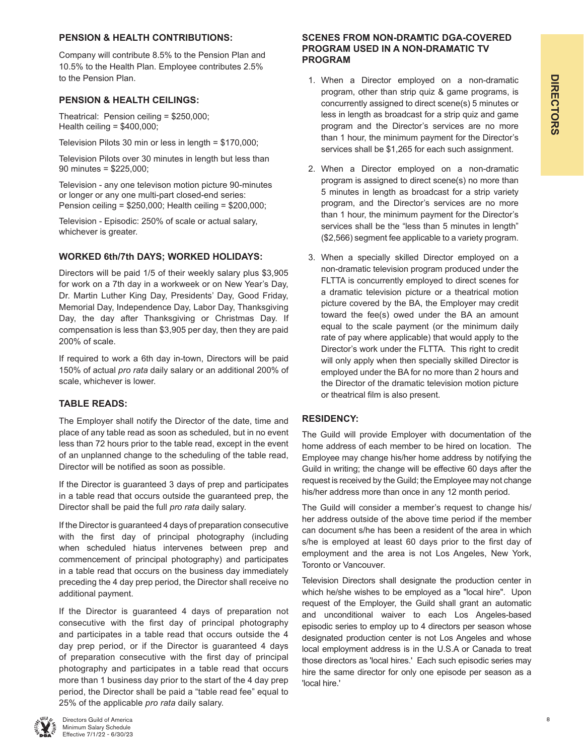## PENSION & HEALTH CONTRIBUTIONS:

Company will contribute 8.5% to the Pension Plan and 10.5% to the Health Plan. Employee contributes 2.5% to the Pension Plan.

## PENSION & HEALTH CEILINGS:

Theatrical: Pension ceiling = $250,000; Health ceiling = $400,000;

Television Pilots 30 min or less in length = $170,000;

Television Pilots over 30 minutes in length but less than 90 minutes = $225,000;

Television - any one televison motion picture 90-minutes or longer or any one multi-part closed-end series: Pension ceiling = $250,000; Health ceiling = $200,000;

Television - Episodic: 250% of scale or actual salary, whichever is greater.

## WORKED 6th/7th DAYS; WORKED HOLIDAYS:

Directors will be paid 1/5 of their weekly salary plus $3,905 for work on a 7th day in a workweek or on New Year's Day, Dr. Martin Luther King Day, Presidents' Day, Good Friday, Memorial Day, Independence Day, Labor Day, Thanksgiving Day, the day after Thanksgiving or Christmas Day. If compensation is less than $3,905 per day, then they are paid 200% of scale.

If required to work a 6th day in-town, Directors will be paid 150% of actual *pro rata* daily salary or an additional 200% of scale, whichever is lower.

## TABLE READS:

The Employer shall notify the Director of the date, time and place of any table read as soon as scheduled, but in no event less than 72 hours prior to the table read, except in the event of an unplanned change to the scheduling of the table read, Director will be notified as soon as possible.

If the Director is guaranteed 3 days of prep and participates in a table read that occurs outside the guaranteed prep, the Director shall be paid the full *pro rata* daily salary.

If the Director is guaranteed 4 days of preparation consecutive with the first day of principal photography (including when scheduled hiatus intervenes between prep and commencement of principal photography) and participates in a table read that occurs on the business day immediately preceding the 4 day prep period, the Director shall receive no additional payment.

If the Director is guaranteed 4 days of preparation not consecutive with the first day of principal photography and participates in a table read that occurs outside the 4 day prep period, or if the Director is guaranteed 4 days of preparation consecutive with the first day of principal photography and participates in a table read that occurs more than 1 business day prior to the start of the 4 day prep period, the Director shall be paid a "table read fee" equal to 25% of the applicable *pro rata* daily salary.

## SCENES FROM NON-DRAMTIC DGA-COVERED PROGRAM USED IN A NON-DRAMATIC TV PROGRAM

1. When a Director employed on a non-dramatic program, other than strip quiz & game programs, is concurrently assigned to direct scene(s) 5 minutes or less in length as broadcast for a strip quiz and game program and the Director's services are no more than 1 hour, the minimum payment for the Director's services shall be $1,265 for each such assignment.

2. When a Director employed on a non-dramatic program is assigned to direct scene(s) no more than 5 minutes in length as broadcast for a strip variety program, and the Director's services are no more than 1 hour, the minimum payment for the Director's services shall be the "less than 5 minutes in length" ($2,566) segment fee applicable to a variety program.

3. When a specially skilled Director employed on a non-dramatic television program produced under the FLTTA is concurrently employed to direct scenes for a dramatic television picture or a theatrical motion picture covered by the BA, the Employer may credit toward the fee(s) owed under the BA an amount equal to the scale payment (or the minimum daily rate of pay where applicable) that would apply to the Director's work under the FLTTA. This right to credit will only apply when then specially skilled Director is employed under the BA for no more than 2 hours and the Director of the dramatic television motion picture or theatrical film is also present.

## RESIDENCY:

The Guild will provide Employer with documentation of the home address of each member to be hired on location. The Employee may change his/her home address by notifying the Guild in writing; the change will be effective 60 days after the request is received by the Guild; the Employee may not change his/her address more than once in any 12 month period.

The Guild will consider a member's request to change his/her address outside of the above time period if the member can document s/he has been a resident of the area in which s/he is employed at least 60 days prior to the first day of employment and the area is not Los Angeles, New York, Toronto or Vancouver.

Television Directors shall designate the production center in which he/she wishes to be employed as a "local hire". Upon request of the Employer, the Guild shall grant an automatic and unconditional waiver to each Los Angeles-based episodic series to employ up to 4 directors per season whose designated production center is not Los Angeles and whose local employment address is in the U.S.A or Canada to treat those directors as 'local hires.' Each such episodic series may hire the same director for only one episode per season as a 'local hire.'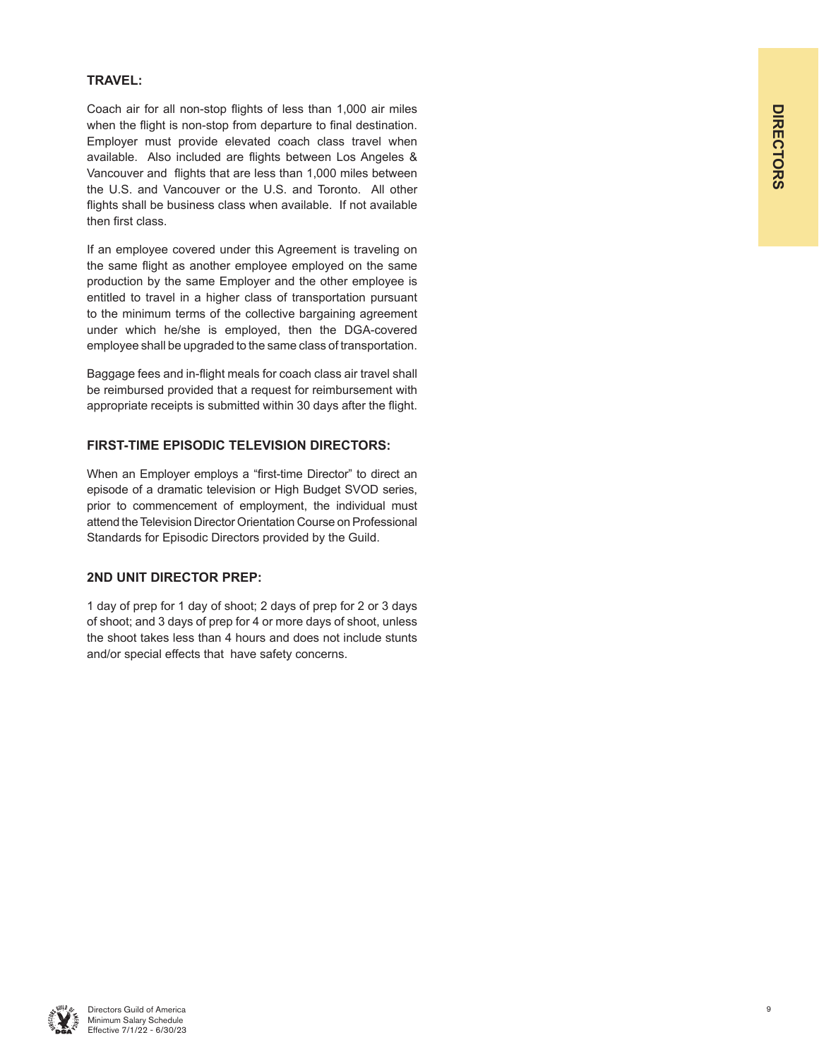## TRAVEL:

Coach air for all non-stop flights of less than 1,000 air miles when the flight is non-stop from departure to final destination. Employer must provide elevated coach class travel when available. Also included are flights between Los Angeles & Vancouver and flights that are less than 1,000 miles between the U.S. and Vancouver or the U.S. and Toronto. All other flights shall be business class when available. If not available then first class.

If an employee covered under this Agreement is traveling on the same flight as another employee employed on the same production by the same Employer and the other employee is entitled to travel in a higher class of transportation pursuant to the minimum terms of the collective bargaining agreement under which he/she is employed, then the DGA-covered employee shall be upgraded to the same class of transportation.

Baggage fees and in-flight meals for coach class air travel shall be reimbursed provided that a request for reimbursement with appropriate receipts is submitted within 30 days after the flight.

## FIRST-TIME EPISODIC TELEVISION DIRECTORS:

When an Employer employs a "first-time Director" to direct an episode of a dramatic television or High Budget SVOD series, prior to commencement of employment, the individual must attend the Television Director Orientation Course on Professional Standards for Episodic Directors provided by the Guild.

## 2ND UNIT DIRECTOR PREP:

1 day of prep for 1 day of shoot; 2 days of prep for 2 or 3 days of shoot; and 3 days of prep for 4 or more days of shoot, unless the shoot takes less than 4 hours and does not include stunts and/or special effects that have safety concerns.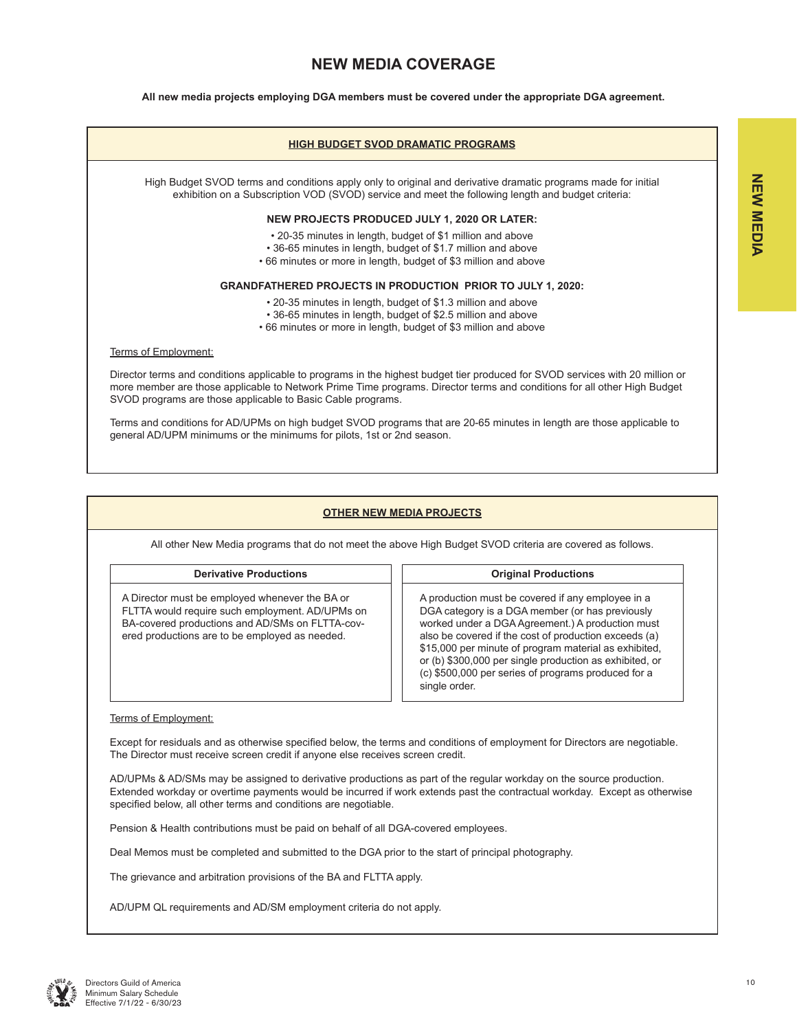# NEW MEDIA COVERAGE

**All new media projects employing DGA members must be covered under the appropriate DGA agreement.**

## HIGH BUDGET SVOD DRAMATIC PROGRAMS

High Budget SVOD terms and conditions apply only to original and derivative dramatic programs made for initial exhibition on a Subscription VOD (SVOD) service and meet the following length and budget criteria:

**NEW PROJECTS PRODUCED JULY 1, 2020 OR LATER:**

- 20-35 minutes in length, budget of $1 million and above
- 36-65 minutes in length, budget of $1.7 million and above
- 66 minutes or more in length, budget of $3 million and above

**GRANDFATHERED PROJECTS IN PRODUCTION PRIOR TO JULY 1, 2020:**

- 20-35 minutes in length, budget of $1.3 million and above
- 36-65 minutes in length, budget of $2.5 million and above
- 66 minutes or more in length, budget of $3 million and above

Terms of Employment:

Director terms and conditions applicable to programs in the highest budget tier produced for SVOD services with 20 million or more member are those applicable to Network Prime Time programs. Director terms and conditions for all other High Budget SVOD programs are those applicable to Basic Cable programs.

Terms and conditions for AD/UPMs on high budget SVOD programs that are 20-65 minutes in length are those applicable to general AD/UPM minimums or the minimums for pilots, 1st or 2nd season.

## OTHER NEW MEDIA PROJECTS

All other New Media programs that do not meet the above High Budget SVOD criteria are covered as follows.

| Derivative Productions | Original Productions |
|---|---|
| A Director must be employed whenever the BA or FLTTA would require such employment. AD/UPMs on BA-covered productions and AD/SMs on FLTTA-covered productions are to be employed as needed. | A production must be covered if any employee in a DGA category is a DGA member (or has previously worked under a DGA Agreement.) A production must also be covered if the cost of production exceeds (a) $15,000 per minute of program material as exhibited, or (b) $300,000 per single production as exhibited, or (c) $500,000 per series of programs produced for a single order. |

Terms of Employment:

Except for residuals and as otherwise specified below, the terms and conditions of employment for Directors are negotiable. The Director must receive screen credit if anyone else receives screen credit.

AD/UPMs & AD/SMs may be assigned to derivative productions as part of the regular workday on the source production. Extended workday or overtime payments would be incurred if work extends past the contractual workday. Except as otherwise specified below, all other terms and conditions are negotiable.

Pension & Health contributions must be paid on behalf of all DGA-covered employees.

Deal Memos must be completed and submitted to the DGA prior to the start of principal photography.

The grievance and arbitration provisions of the BA and FLTTA apply.

AD/UPM QL requirements and AD/SM employment criteria do not apply.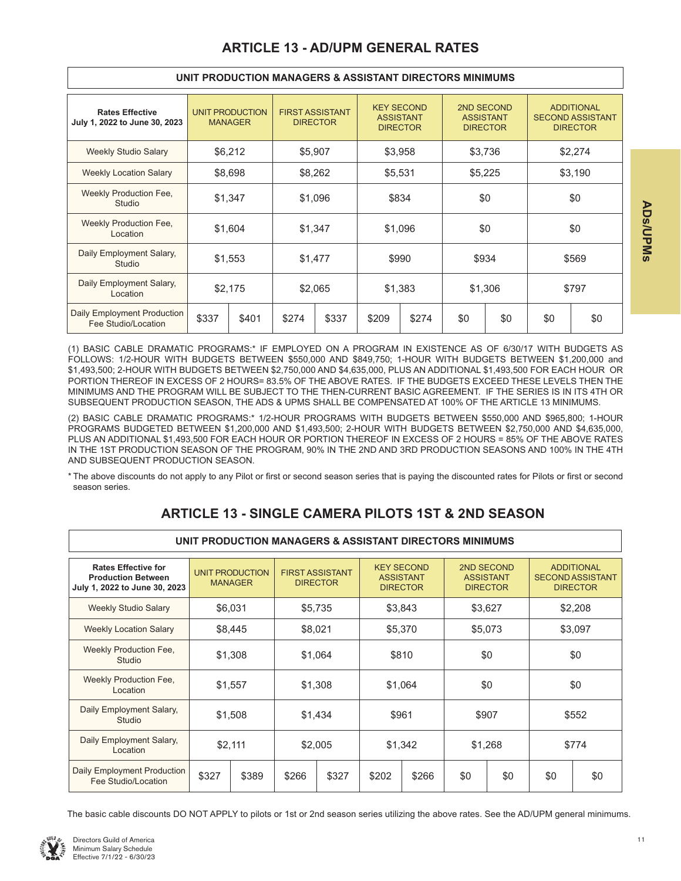# ARTICLE 13 - AD/UPM GENERAL RATES

| UNIT PRODUCTION MANAGERS & ASSISTANT DIRECTORS MINIMUMS | | | | | | | | | | |
|---|---|---|---|---|---|---|---|---|---|---|
| **Rates Effective July 1, 2022 to June 30, 2023** | UNIT PRODUCTION MANAGER | | FIRST ASSISTANT DIRECTOR | | KEY SECOND ASSISTANT DIRECTOR | | 2ND SECOND ASSISTANT DIRECTOR | | ADDITIONAL SECOND ASSISTANT DIRECTOR | |
| Weekly Studio Salary | $6,212 | | $5,907 | | $3,958 | | $3,736 | | $2,274 | |
| Weekly Location Salary | $8,698 | | $8,262 | | $5,531 | | $5,225 | | $3,190 | |
| Weekly Production Fee, Studio | $1,347 | | $1,096 | | $834 | | $0 | | $0 | |
| Weekly Production Fee, Location | $1,604 | | $1,347 | | $1,096 | | $0 | | $0 | |
| Daily Employment Salary, Studio | $1,553 | | $1,477 | | $990 | | $934 | | $569 | |
| Daily Employment Salary, Location | $2,175 | | $2,065 | | $1,383 | | $1,306 | | $797 | |
| Daily Employment Production Fee Studio/Location | $337 | $401 | $274 | $337 | $209 | $274 | $0 | $0 | $0 | $0 |

(1) BASIC CABLE DRAMATIC PROGRAMS:* IF EMPLOYED ON A PROGRAM IN EXISTENCE AS OF 6/30/17 WITH BUDGETS AS FOLLOWS: 1/2-HOUR WITH BUDGETS BETWEEN $550,000 AND $849,750; 1-HOUR WITH BUDGETS BETWEEN $1,200,000 and $1,493,500; 2-HOUR WITH BUDGETS BETWEEN $2,750,000 AND $4,635,000, PLUS AN ADDITIONAL $1,493,500 FOR EACH HOUR OR PORTION THEREOF IN EXCESS OF 2 HOURS= 83.5% OF THE ABOVE RATES. IF THE BUDGETS EXCEED THESE LEVELS THEN THE MINIMUMS AND THE PROGRAM WILL BE SUBJECT TO THE THEN-CURRENT BASIC AGREEMENT. IF THE SERIES IS IN ITS 4TH OR SUBSEQUENT PRODUCTION SEASON, THE ADS & UPMS SHALL BE COMPENSATED AT 100% OF THE ARTICLE 13 MINIMUMS.

(2) BASIC CABLE DRAMATIC PROGRAMS:* 1/2-HOUR PROGRAMS WITH BUDGETS BETWEEN $550,000 AND $965,800; 1-HOUR PROGRAMS BUDGETED BETWEEN $1,200,000 AND $1,493,500; 2-HOUR WITH BUDGETS BETWEEN $2,750,000 AND $4,635,000, PLUS AN ADDITIONAL $1,493,500 FOR EACH HOUR OR PORTION THEREOF IN EXCESS OF 2 HOURS = 85% OF THE ABOVE RATES IN THE 1ST PRODUCTION SEASON OF THE PROGRAM, 90% IN THE 2ND AND 3RD PRODUCTION SEASONS AND 100% IN THE 4TH AND SUBSEQUENT PRODUCTION SEASON.

* The above discounts do not apply to any Pilot or first or second season series that is paying the discounted rates for Pilots or first or second season series.

# ARTICLE 13 - SINGLE CAMERA PILOTS 1ST & 2ND SEASON

| UNIT PRODUCTION MANAGERS & ASSISTANT DIRECTORS MINIMUMS | | | | | | | | | | |
|---|---|---|---|---|---|---|---|---|---|---|
| **Rates Effective for Production Between July 1, 2022 to June 30, 2023** | UNIT PRODUCTION MANAGER | | FIRST ASSISTANT DIRECTOR | | KEY SECOND ASSISTANT DIRECTOR | | 2ND SECOND ASSISTANT DIRECTOR | | ADDITIONAL SECOND ASSISTANT DIRECTOR | |
| Weekly Studio Salary | $6,031 | | $5,735 | | $3,843 | | $3,627 | | $2,208 | |
| Weekly Location Salary | $8,445 | | $8,021 | | $5,370 | | $5,073 | | $3,097 | |
| Weekly Production Fee, Studio | $1,308 | | $1,064 | | $810 | | $0 | | $0 | |
| Weekly Production Fee, Location | $1,557 | | $1,308 | | $1,064 | | $0 | | $0 | |
| Daily Employment Salary, Studio | $1,508 | | $1,434 | | $961 | | $907 | | $552 | |
| Daily Employment Salary, Location | $2,111 | | $2,005 | | $1,342 | | $1,268 | | $774 | |
| Daily Employment Production Fee Studio/Location | $327 | $389 | $266 | $327 | $202 | $266 | $0 | $0 | $0 | $0 |

The basic cable discounts DO NOT APPLY to pilots or 1st or 2nd season series utilizing the above rates. See the AD/UPM general minimums.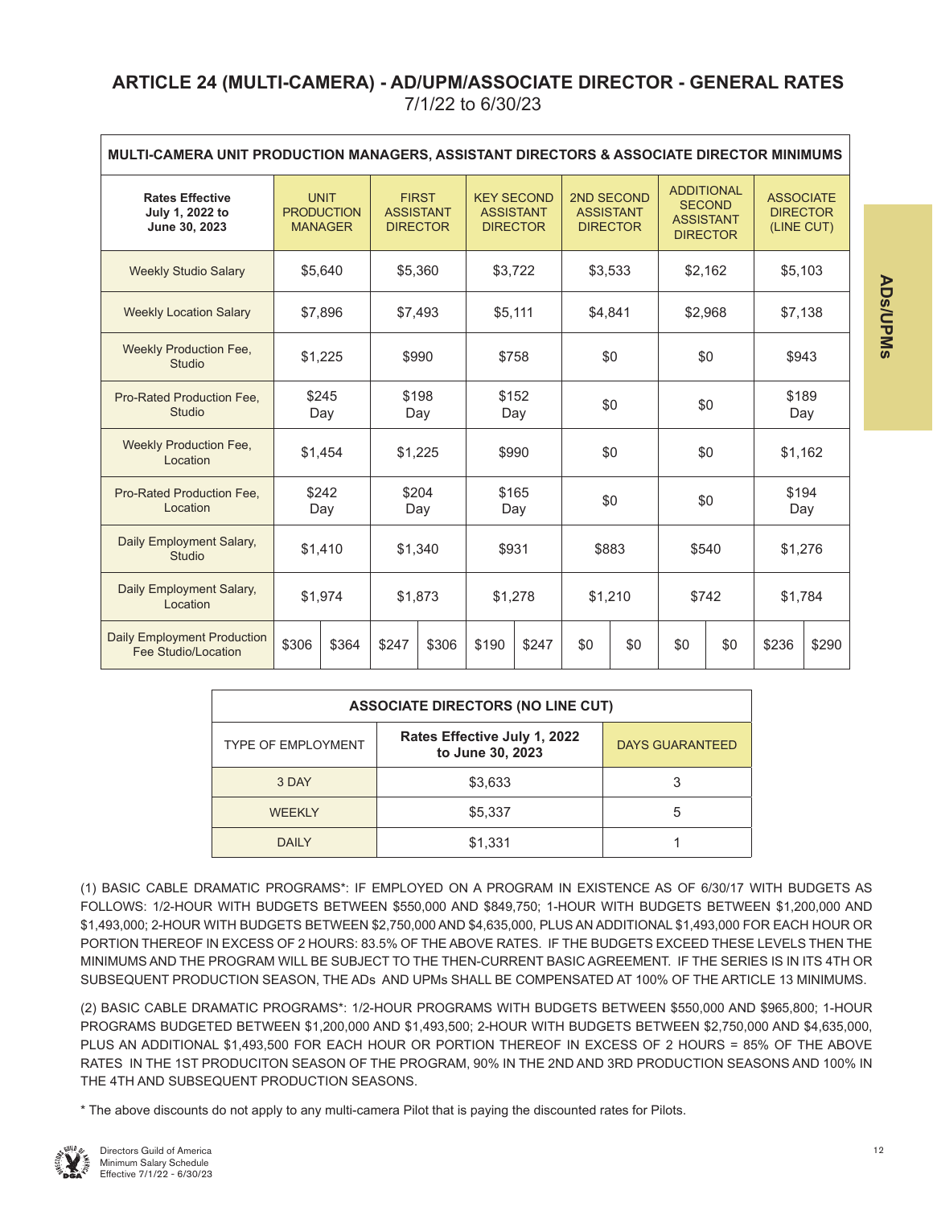## ARTICLE 24 (MULTI-CAMERA) - AD/UPM/ASSOCIATE DIRECTOR - GENERAL RATES

7/1/22 to 6/30/23

| MULTI-CAMERA UNIT PRODUCTION MANAGERS, ASSISTANT DIRECTORS & ASSOCIATE DIRECTOR MINIMUMS | | | | | | | | | | | | |
|---|---|---|---|---|---|---|---|---|---|---|---|---|
| **Rates Effective July 1, 2022 to June 30, 2023** | UNIT PRODUCTION MANAGER | | FIRST ASSISTANT DIRECTOR | | KEY SECOND ASSISTANT DIRECTOR | | 2ND SECOND ASSISTANT DIRECTOR | | ADDITIONAL SECOND ASSISTANT DIRECTOR | | ASSOCIATE DIRECTOR (LINE CUT) | |
| Weekly Studio Salary | $5,640 | | $5,360 | | $3,722 | | $3,533 | | $2,162 | | $5,103 | |
| Weekly Location Salary | $7,896 | | $7,493 | | $5,111 | | $4,841 | | $2,968 | | $7,138 | |
| Weekly Production Fee, Studio | $1,225 | | $990 | | $758 | | $0 | | $0 | | $943 | |
| Pro-Rated Production Fee, Studio | $245 Day | | $198 Day | | $152 Day | | $0 | | $0 | | $189 Day | |
| Weekly Production Fee, Location | $1,454 | | $1,225 | | $990 | | $0 | | $0 | | $1,162 | |
| Pro-Rated Production Fee, Location | $242 Day | | $204 Day | | $165 Day | | $0 | | $0 | | $194 Day | |
| Daily Employment Salary, Studio | $1,410 | | $1,340 | | $931 | | $883 | | $540 | | $1,276 | |
| Daily Employment Salary, Location | $1,974 | | $1,873 | | $1,278 | | $1,210 | | $742 | | $1,784 | |
| Daily Employment Production Fee Studio/Location | $306 | $364 | $247 | $306 | $190 | $247 | $0 | $0 | $0 | $0 | $236 | $290 |

| ASSOCIATE DIRECTORS (NO LINE CUT) | | |
|---|---|---|
| TYPE OF EMPLOYMENT | **Rates Effective July 1, 2022 to June 30, 2023** | DAYS GUARANTEED |
| 3 DAY | $3,633 | 3 |
| WEEKLY | $5,337 | 5 |
| DAILY | $1,331 | 1 |

(1) BASIC CABLE DRAMATIC PROGRAMS*: IF EMPLOYED ON A PROGRAM IN EXISTENCE AS OF 6/30/17 WITH BUDGETS AS FOLLOWS: 1/2-HOUR WITH BUDGETS BETWEEN $550,000 AND $849,750; 1-HOUR WITH BUDGETS BETWEEN $1,200,000 AND $1,493,000; 2-HOUR WITH BUDGETS BETWEEN $2,750,000 AND $4,635,000, PLUS AN ADDITIONAL $1,493,000 FOR EACH HOUR OR PORTION THEREOF IN EXCESS OF 2 HOURS: 83.5% OF THE ABOVE RATES. IF THE BUDGETS EXCEED THESE LEVELS THEN THE MINIMUMS AND THE PROGRAM WILL BE SUBJECT TO THE THEN-CURRENT BASIC AGREEMENT. IF THE SERIES IS IN ITS 4TH OR SUBSEQUENT PRODUCTION SEASON, THE ADs AND UPMs SHALL BE COMPENSATED AT 100% OF THE ARTICLE 13 MINIMUMS.

(2) BASIC CABLE DRAMATIC PROGRAMS*: 1/2-HOUR PROGRAMS WITH BUDGETS BETWEEN $550,000 AND $965,800; 1-HOUR PROGRAMS BUDGETED BETWEEN $1,200,000 AND $1,493,500; 2-HOUR WITH BUDGETS BETWEEN $2,750,000 AND $4,635,000, PLUS AN ADDITIONAL $1,493,500 FOR EACH HOUR OR PORTION THEREOF IN EXCESS OF 2 HOURS = 85% OF THE ABOVE RATES IN THE 1ST PRODUCITON SEASON OF THE PROGRAM, 90% IN THE 2ND AND 3RD PRODUCTION SEASONS AND 100% IN THE 4TH AND SUBSEQUENT PRODUCTION SEASONS.

* The above discounts do not apply to any multi-camera Pilot that is paying the discounted rates for Pilots.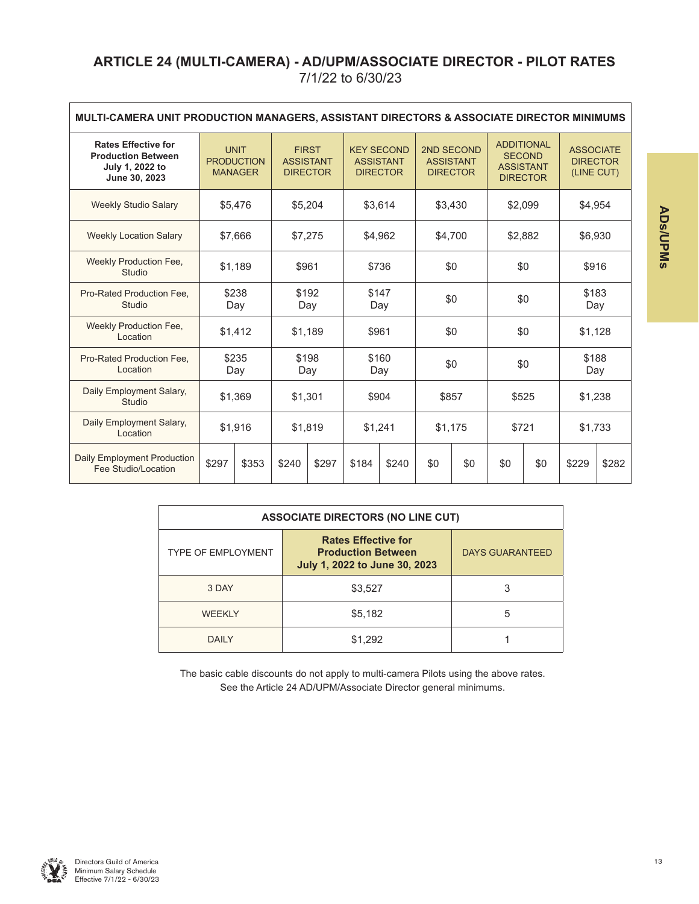# ARTICLE 24 (MULTI-CAMERA) - AD/UPM/ASSOCIATE DIRECTOR - PILOT RATES

7/1/22 to 6/30/23

**MULTI-CAMERA UNIT PRODUCTION MANAGERS, ASSISTANT DIRECTORS & ASSOCIATE DIRECTOR MINIMUMS**

| Rates Effective for Production Between July 1, 2022 to June 30, 2023 | UNIT PRODUCTION MANAGER | | FIRST ASSISTANT DIRECTOR | | KEY SECOND ASSISTANT DIRECTOR | | 2ND SECOND ASSISTANT DIRECTOR | | ADDITIONAL SECOND ASSISTANT DIRECTOR | | ASSOCIATE DIRECTOR (LINE CUT) | |
|---|---|---|---|---|---|---|---|---|---|---|---|---|
| Weekly Studio Salary | $5,476 | | $5,204 | | $3,614 | | $3,430 | | $2,099 | | $4,954 | |
| Weekly Location Salary | $7,666 | | $7,275 | | $4,962 | | $4,700 | | $2,882 | | $6,930 | |
| Weekly Production Fee, Studio | $1,189 | | $961 | | $736 | | $0 | | $0 | | $916 | |
| Pro-Rated Production Fee, Studio | $238 Day | | $192 Day | | $147 Day | | $0 | | $0 | | $183 Day | |
| Weekly Production Fee, Location | $1,412 | | $1,189 | | $961 | | $0 | | $0 | | $1,128 | |
| Pro-Rated Production Fee, Location | $235 Day | | $198 Day | | $160 Day | | $0 | | $0 | | $188 Day | |
| Daily Employment Salary, Studio | $1,369 | | $1,301 | | $904 | | $857 | | $525 | | $1,238 | |
| Daily Employment Salary, Location | $1,916 | | $1,819 | | $1,241 | | $1,175 | | $721 | | $1,733 | |
| Daily Employment Production Fee Studio/Location | $297 | $353 | $240 | $297 | $184 | $240 | $0 | $0 | $0 | $0 | $229 | $282 |

**ASSOCIATE DIRECTORS (NO LINE CUT)**

| TYPE OF EMPLOYMENT | Rates Effective for Production Between July 1, 2022 to June 30, 2023 | DAYS GUARANTEED |
|---|---|---|
| 3 DAY | $3,527 | 3 |
| WEEKLY | $5,182 | 5 |
| DAILY | $1,292 | 1 |

The basic cable discounts do not apply to multi-camera Pilots using the above rates. See the Article 24 AD/UPM/Associate Director general minimums.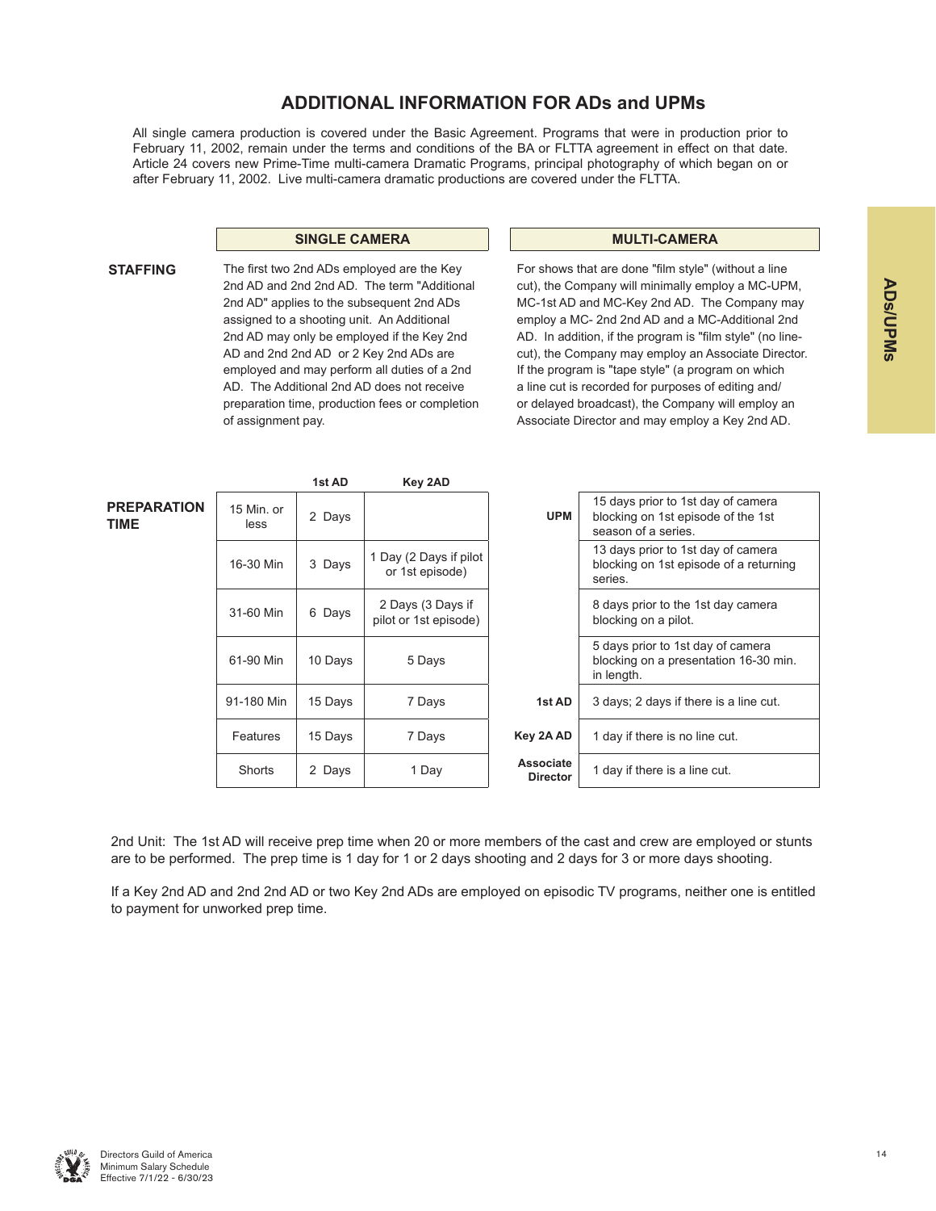## ADDITIONAL INFORMATION FOR ADs and UPMs

All single camera production is covered under the Basic Agreement. Programs that were in production prior to February 11, 2002, remain under the terms and conditions of the BA or FLTTA agreement in effect on that date. Article 24 covers new Prime-Time multi-camera Dramatic Programs, principal photography of which began on or after February 11, 2002. Live multi-camera dramatic productions are covered under the FLTTA.

### STAFFING

**SINGLE CAMERA**

The first two 2nd ADs employed are the Key 2nd AD and 2nd 2nd AD. The term "Additional 2nd AD" applies to the subsequent 2nd ADs assigned to a shooting unit. An Additional 2nd AD may only be employed if the Key 2nd AD and 2nd 2nd AD or 2 Key 2nd ADs are employed and may perform all duties of a 2nd AD. The Additional 2nd AD does not receive preparation time, production fees or completion of assignment pay.

**MULTI-CAMERA**

For shows that are done "film style" (without a line cut), the Company will minimally employ a MC-UPM, MC-1st AD and MC-Key 2nd AD. The Company may employ a MC- 2nd 2nd AD and a MC-Additional 2nd AD. In addition, if the program is "film style" (no line-cut), the Company may employ an Associate Director. If the program is "tape style" (a program on which a line cut is recorded for purposes of editing and/or delayed broadcast), the Company will employ an Associate Director and may employ a Key 2nd AD.

### PREPARATION TIME

**SINGLE CAMERA**

| | 1st AD | Key 2AD |
|---|---|---|
| 15 Min. or less | 2 Days | |
| 16-30 Min | 3 Days | 1 Day (2 Days if pilot or 1st episode) |
| 31-60 Min | 6 Days | 2 Days (3 Days if pilot or 1st episode) |
| 61-90 Min | 10 Days | 5 Days |
| 91-180 Min | 15 Days | 7 Days |
| Features | 15 Days | 7 Days |
| Shorts | 2 Days | 1 Day |

**MULTI-CAMERA**

| | |
|---|---|
| UPM | 15 days prior to 1st day of camera blocking on 1st episode of the 1st season of a series. |
| | 13 days prior to 1st day of camera blocking on 1st episode of a returning series. |
| | 8 days prior to the 1st day camera blocking on a pilot. |
| | 5 days prior to 1st day of camera blocking on a presentation 16-30 min. in length. |
| 1st AD | 3 days; 2 days if there is a line cut. |
| Key 2A AD | 1 day if there is no line cut. |
| Associate Director | 1 day if there is a line cut. |

2nd Unit: The 1st AD will receive prep time when 20 or more members of the cast and crew are employed or stunts are to be performed. The prep time is 1 day for 1 or 2 days shooting and 2 days for 3 or more days shooting.

If a Key 2nd AD and 2nd 2nd AD or two Key 2nd ADs are employed on episodic TV programs, neither one is entitled to payment for unworked prep time.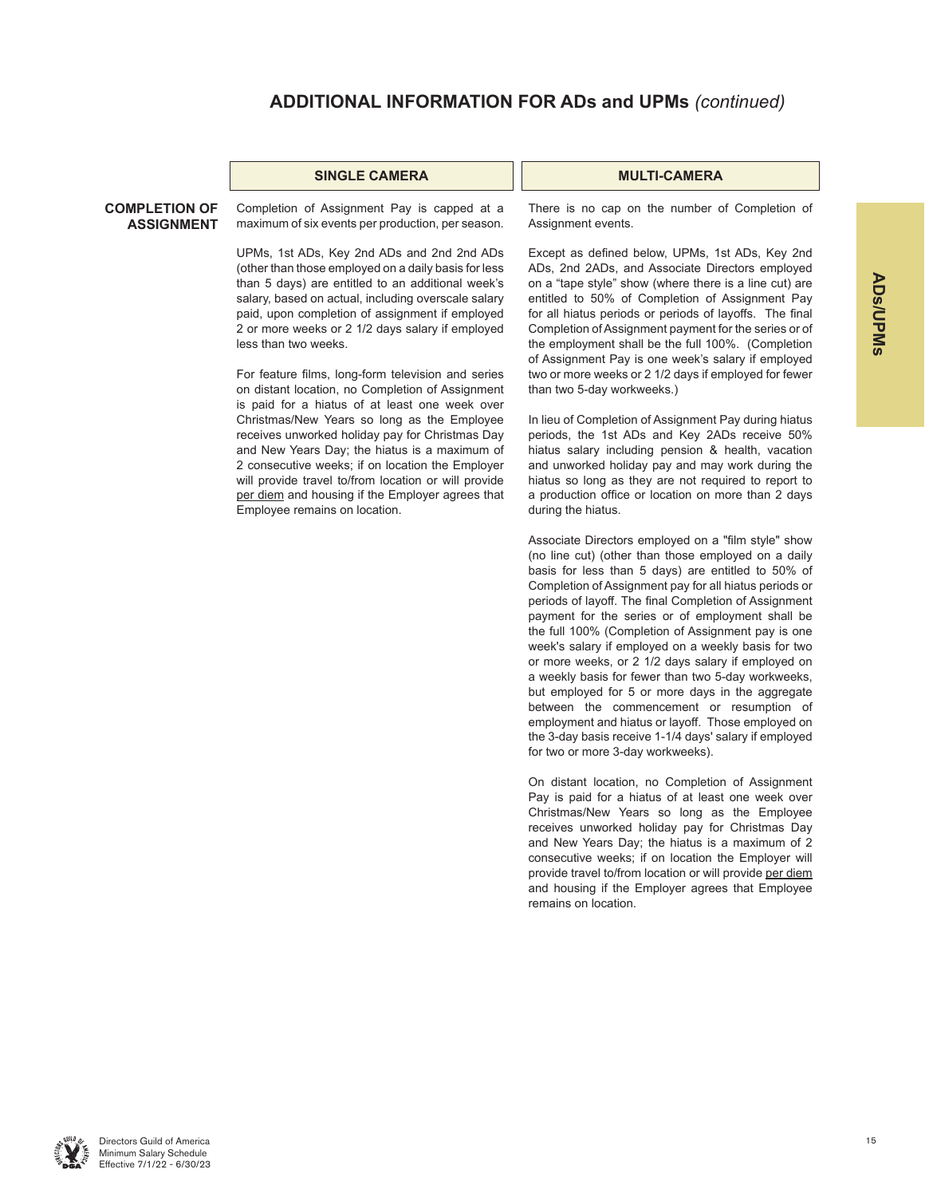## ADDITIONAL INFORMATION FOR ADs and UPMs *(continued)*

### COMPLETION OF ASSIGNMENT

#### SINGLE CAMERA

Completion of Assignment Pay is capped at a maximum of six events per production, per season.

UPMs, 1st ADs, Key 2nd ADs and 2nd 2nd ADs (other than those employed on a daily basis for less than 5 days) are entitled to an additional week's salary, based on actual, including overscale salary paid, upon completion of assignment if employed 2 or more weeks or 2 1/2 days salary if employed less than two weeks.

For feature films, long-form television and series on distant location, no Completion of Assignment is paid for a hiatus of at least one week over Christmas/New Years so long as the Employee receives unworked holiday pay for Christmas Day and New Years Day; the hiatus is a maximum of 2 consecutive weeks; if on location the Employer will provide travel to/from location or will provide per diem and housing if the Employer agrees that Employee remains on location.

#### MULTI-CAMERA

There is no cap on the number of Completion of Assignment events.

Except as defined below, UPMs, 1st ADs, Key 2nd ADs, 2nd 2ADs, and Associate Directors employed on a "tape style" show (where there is a line cut) are entitled to 50% of Completion of Assignment Pay for all hiatus periods or periods of layoffs. The final Completion of Assignment payment for the series or of the employment shall be the full 100%. (Completion of Assignment Pay is one week's salary if employed two or more weeks or 2 1/2 days if employed for fewer than two 5-day workweeks.)

In lieu of Completion of Assignment Pay during hiatus periods, the 1st ADs and Key 2ADs receive 50% hiatus salary including pension & health, vacation and unworked holiday pay and may work during the hiatus so long as they are not required to report to a production office or location on more than 2 days during the hiatus.

Associate Directors employed on a "film style" show (no line cut) (other than those employed on a daily basis for less than 5 days) are entitled to 50% of Completion of Assignment pay for all hiatus periods or periods of layoff. The final Completion of Assignment payment for the series or of employment shall be the full 100% (Completion of Assignment pay is one week's salary if employed on a weekly basis for two or more weeks, or 2 1/2 days salary if employed on a weekly basis for fewer than two 5-day workweeks, but employed for 5 or more days in the aggregate between the commencement or resumption of employment and hiatus or layoff. Those employed on the 3-day basis receive 1-1/4 days' salary if employed for two or more 3-day workweeks).

On distant location, no Completion of Assignment Pay is paid for a hiatus of at least one week over Christmas/New Years so long as the Employee receives unworked holiday pay for Christmas Day and New Years Day; the hiatus is a maximum of 2 consecutive weeks; if on location the Employer will provide travel to/from location or will provide per diem and housing if the Employer agrees that Employee remains on location.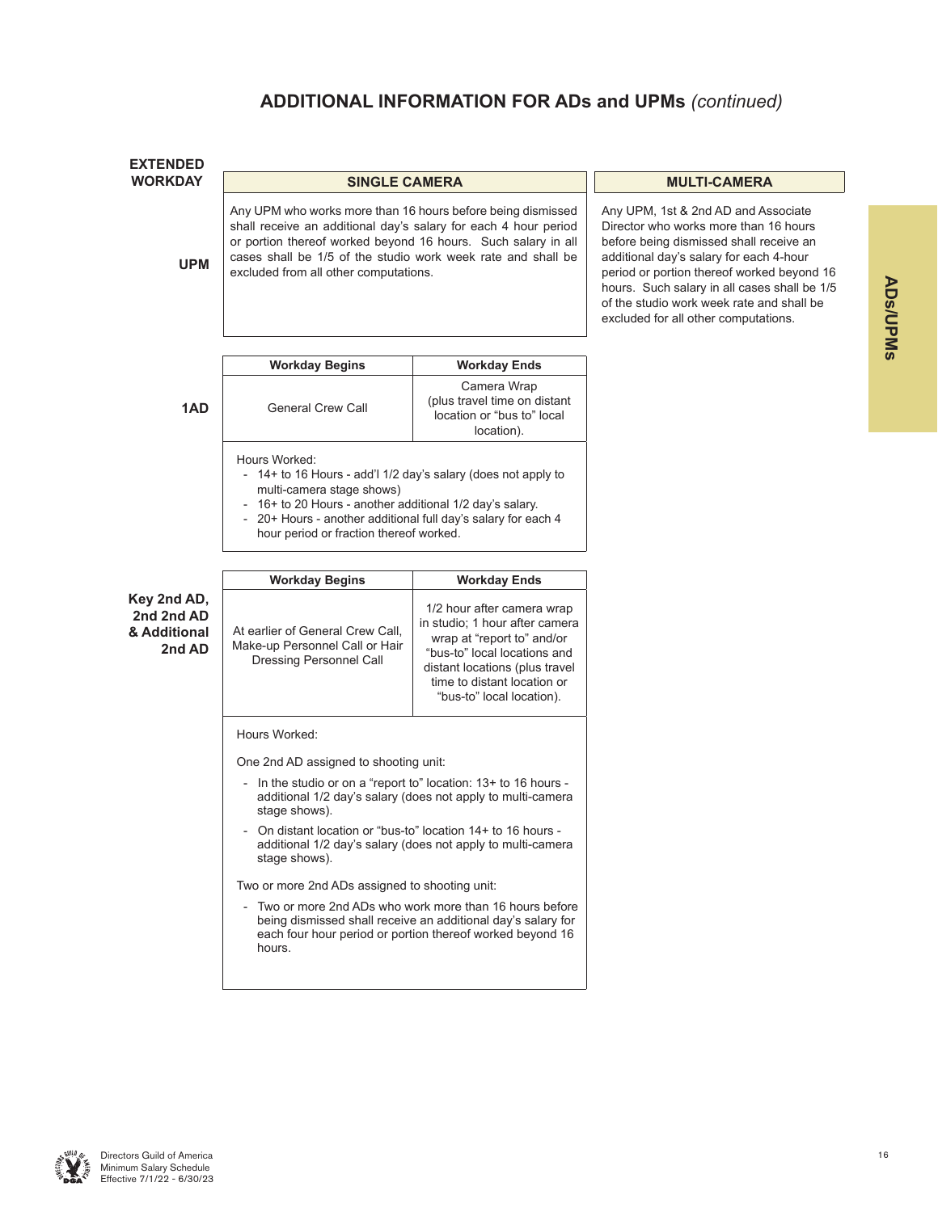## ADDITIONAL INFORMATION FOR ADs and UPMs *(continued)*

### EXTENDED WORKDAY

#### UPM

| SINGLE CAMERA | MULTI-CAMERA |
|---|---|
| Any UPM who works more than 16 hours before being dismissed shall receive an additional day's salary for each 4 hour period or portion thereof worked beyond 16 hours. Such salary in all cases shall be 1/5 of the studio work week rate and shall be excluded from all other computations. | Any UPM, 1st & 2nd AD and Associate Director who works more than 16 hours before being dismissed shall receive an additional day's salary for each 4-hour period or portion thereof worked beyond 16 hours. Such salary in all cases shall be 1/5 of the studio work week rate and shall be excluded for all other computations. |

#### 1AD

| Workday Begins | Workday Ends |
|---|---|
| General Crew Call | Camera Wrap (plus travel time on distant location or "bus to" local location). |

Hours Worked:

- 14+ to 16 Hours - add'l 1/2 day's salary (does not apply to multi-camera stage shows)
- 16+ to 20 Hours - another additional 1/2 day's salary.
- 20+ Hours - another additional full day's salary for each 4 hour period or fraction thereof worked.

#### Key 2nd AD, 2nd 2nd AD & Additional 2nd AD

| Workday Begins | Workday Ends |
|---|---|
| At earlier of General Crew Call, Make-up Personnel Call or Hair Dressing Personnel Call | 1/2 hour after camera wrap in studio; 1 hour after camera wrap at "report to" and/or "bus-to" local locations and distant locations (plus travel time to distant location or "bus-to" local location). |

Hours Worked:

One 2nd AD assigned to shooting unit:

- In the studio or on a "report to" location: 13+ to 16 hours - additional 1/2 day's salary (does not apply to multi-camera stage shows).
- On distant location or "bus-to" location 14+ to 16 hours - additional 1/2 day's salary (does not apply to multi-camera stage shows).

Two or more 2nd ADs assigned to shooting unit:

- Two or more 2nd ADs who work more than 16 hours before being dismissed shall receive an additional day's salary for each four hour period or portion thereof worked beyond 16 hours.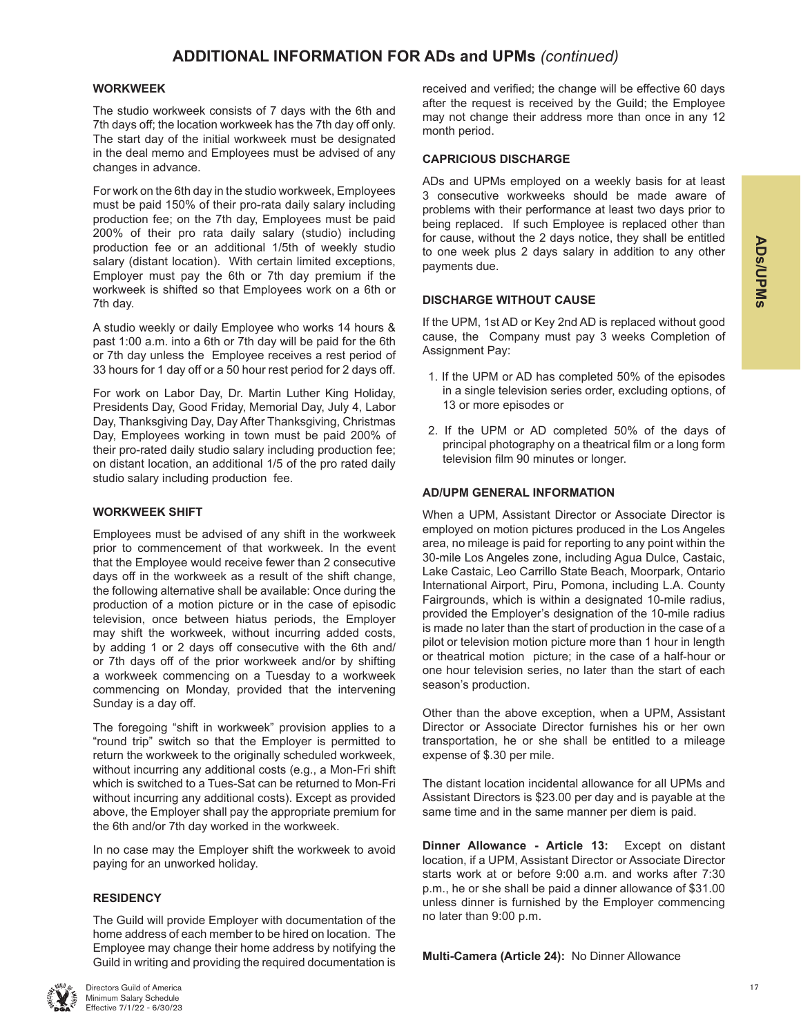# ADDITIONAL INFORMATION FOR ADs and UPMs *(continued)*

### WORKWEEK

The studio workweek consists of 7 days with the 6th and 7th days off; the location workweek has the 7th day off only. The start day of the initial workweek must be designated in the deal memo and Employees must be advised of any changes in advance.

For work on the 6th day in the studio workweek, Employees must be paid 150% of their pro-rata daily salary including production fee; on the 7th day, Employees must be paid 200% of their pro rata daily salary (studio) including production fee or an additional 1/5th of weekly studio salary (distant location). With certain limited exceptions, Employer must pay the 6th or 7th day premium if the workweek is shifted so that Employees work on a 6th or 7th day.

A studio weekly or daily Employee who works 14 hours & past 1:00 a.m. into a 6th or 7th day will be paid for the 6th or 7th day unless the Employee receives a rest period of 33 hours for 1 day off or a 50 hour rest period for 2 days off.

For work on Labor Day, Dr. Martin Luther King Holiday, Presidents Day, Good Friday, Memorial Day, July 4, Labor Day, Thanksgiving Day, Day After Thanksgiving, Christmas Day, Employees working in town must be paid 200% of their pro-rated daily studio salary including production fee; on distant location, an additional 1/5 of the pro rated daily studio salary including production fee.

### WORKWEEK SHIFT

Employees must be advised of any shift in the workweek prior to commencement of that workweek. In the event that the Employee would receive fewer than 2 consecutive days off in the workweek as a result of the shift change, the following alternative shall be available: Once during the production of a motion picture or in the case of episodic television, once between hiatus periods, the Employer may shift the workweek, without incurring added costs, by adding 1 or 2 days off consecutive with the 6th and/or 7th days off of the prior workweek and/or by shifting a workweek commencing on a Tuesday to a workweek commencing on Monday, provided that the intervening Sunday is a day off.

The foregoing "shift in workweek" provision applies to a "round trip" switch so that the Employer is permitted to return the workweek to the originally scheduled workweek, without incurring any additional costs (e.g., a Mon-Fri shift which is switched to a Tues-Sat can be returned to Mon-Fri without incurring any additional costs). Except as provided above, the Employer shall pay the appropriate premium for the 6th and/or 7th day worked in the workweek.

In no case may the Employer shift the workweek to avoid paying for an unworked holiday.

### RESIDENCY

The Guild will provide Employer with documentation of the home address of each member to be hired on location. The Employee may change their home address by notifying the Guild in writing and providing the required documentation is received and verified; the change will be effective 60 days after the request is received by the Guild; the Employee may not change their address more than once in any 12 month period.

### CAPRICIOUS DISCHARGE

ADs and UPMs employed on a weekly basis for at least 3 consecutive workweeks should be made aware of problems with their performance at least two days prior to being replaced. If such Employee is replaced other than for cause, without the 2 days notice, they shall be entitled to one week plus 2 days salary in addition to any other payments due.

### DISCHARGE WITHOUT CAUSE

If the UPM, 1st AD or Key 2nd AD is replaced without good cause, the Company must pay 3 weeks Completion of Assignment Pay:

1. If the UPM or AD has completed 50% of the episodes in a single television series order, excluding options, of 13 or more episodes or
2. If the UPM or AD completed 50% of the days of principal photography on a theatrical film or a long form television film 90 minutes or longer.

### AD/UPM GENERAL INFORMATION

When a UPM, Assistant Director or Associate Director is employed on motion pictures produced in the Los Angeles area, no mileage is paid for reporting to any point within the 30-mile Los Angeles zone, including Agua Dulce, Castaic, Lake Castaic, Leo Carrillo State Beach, Moorpark, Ontario International Airport, Piru, Pomona, including L.A. County Fairgrounds, which is within a designated 10-mile radius, provided the Employer's designation of the 10-mile radius is made no later than the start of production in the case of a pilot or television motion picture more than 1 hour in length or theatrical motion picture; in the case of a half-hour or one hour television series, no later than the start of each season's production.

Other than the above exception, when a UPM, Assistant Director or Associate Director furnishes his or her own transportation, he or she shall be entitled to a mileage expense of $.30 per mile.

The distant location incidental allowance for all UPMs and Assistant Directors is $23.00 per day and is payable at the same time and in the same manner per diem is paid.

**Dinner Allowance - Article 13:** Except on distant location, if a UPM, Assistant Director or Associate Director starts work at or before 9:00 a.m. and works after 7:30 p.m., he or she shall be paid a dinner allowance of $31.00 unless dinner is furnished by the Employer commencing no later than 9:00 p.m.

**Multi-Camera (Article 24):** No Dinner Allowance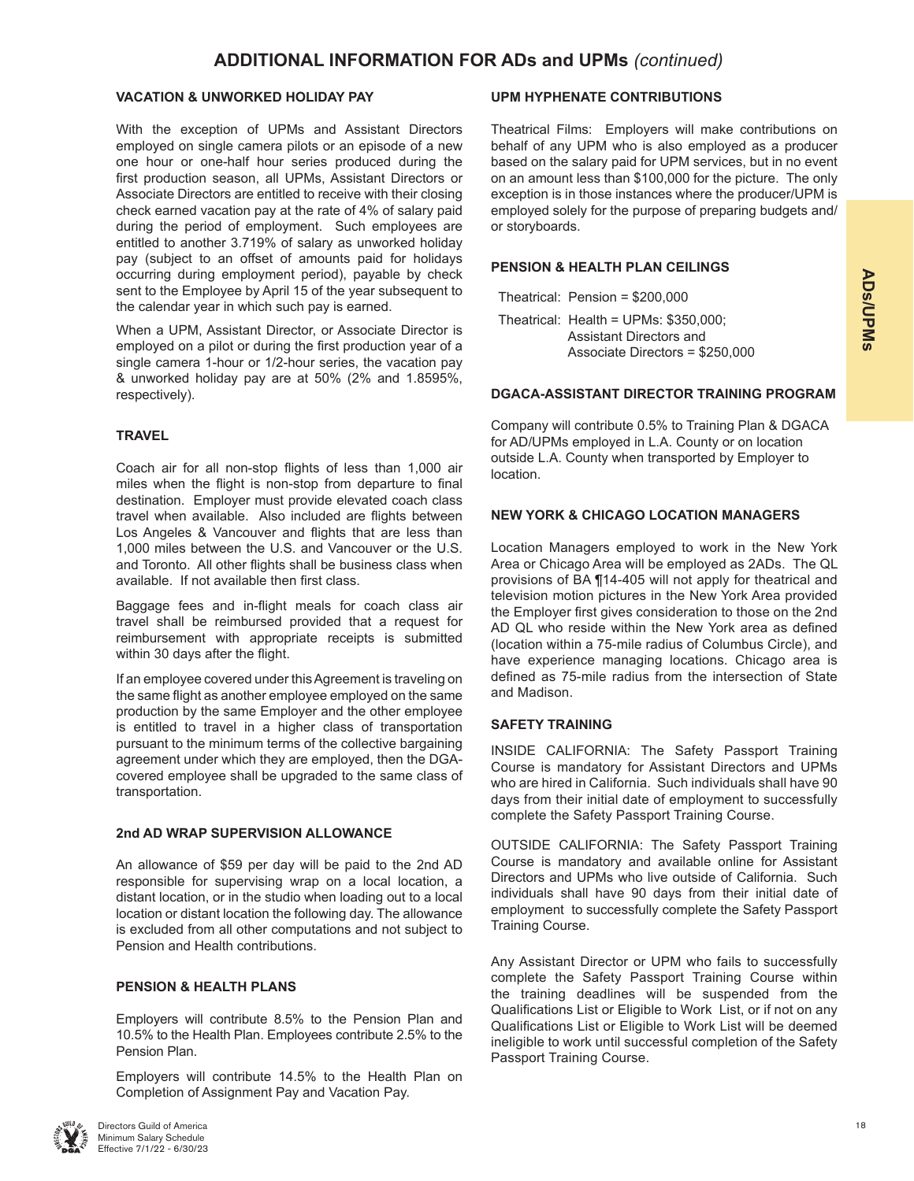# ADDITIONAL INFORMATION FOR ADs and UPMs *(continued)*

### VACATION & UNWORKED HOLIDAY PAY

With the exception of UPMs and Assistant Directors employed on single camera pilots or an episode of a new one hour or one-half hour series produced during the first production season, all UPMs, Assistant Directors or Associate Directors are entitled to receive with their closing check earned vacation pay at the rate of 4% of salary paid during the period of employment. Such employees are entitled to another 3.719% of salary as unworked holiday pay (subject to an offset of amounts paid for holidays occurring during employment period), payable by check sent to the Employee by April 15 of the year subsequent to the calendar year in which such pay is earned.

When a UPM, Assistant Director, or Associate Director is employed on a pilot or during the first production year of a single camera 1-hour or 1/2-hour series, the vacation pay & unworked holiday pay are at 50% (2% and 1.8595%, respectively).

### TRAVEL

Coach air for all non-stop flights of less than 1,000 air miles when the flight is non-stop from departure to final destination. Employer must provide elevated coach class travel when available. Also included are flights between Los Angeles & Vancouver and flights that are less than 1,000 miles between the U.S. and Vancouver or the U.S. and Toronto. All other flights shall be business class when available. If not available then first class.

Baggage fees and in-flight meals for coach class air travel shall be reimbursed provided that a request for reimbursement with appropriate receipts is submitted within 30 days after the flight.

If an employee covered under this Agreement is traveling on the same flight as another employee employed on the same production by the same Employer and the other employee is entitled to travel in a higher class of transportation pursuant to the minimum terms of the collective bargaining agreement under which they are employed, then the DGA-covered employee shall be upgraded to the same class of transportation.

### 2nd AD WRAP SUPERVISION ALLOWANCE

An allowance of $59 per day will be paid to the 2nd AD responsible for supervising wrap on a local location, a distant location, or in the studio when loading out to a local location or distant location the following day. The allowance is excluded from all other computations and not subject to Pension and Health contributions.

### PENSION & HEALTH PLANS

Employers will contribute 8.5% to the Pension Plan and 10.5% to the Health Plan. Employees contribute 2.5% to the Pension Plan.

Employers will contribute 14.5% to the Health Plan on Completion of Assignment Pay and Vacation Pay.

### UPM HYPHENATE CONTRIBUTIONS

Theatrical Films: Employers will make contributions on behalf of any UPM who is also employed as a producer based on the salary paid for UPM services, but in no event on an amount less than $100,000 for the picture. The only exception is in those instances where the producer/UPM is employed solely for the purpose of preparing budgets and/or storyboards.

### PENSION & HEALTH PLAN CEILINGS

Theatrical: Pension = $200,000

Theatrical: Health = UPMs: $350,000;
Assistant Directors and
Associate Directors = $250,000

### DGACA-ASSISTANT DIRECTOR TRAINING PROGRAM

Company will contribute 0.5% to Training Plan & DGACA for AD/UPMs employed in L.A. County or on location outside L.A. County when transported by Employer to location.

### NEW YORK & CHICAGO LOCATION MANAGERS

Location Managers employed to work in the New York Area or Chicago Area will be employed as 2ADs. The QL provisions of BA ¶14-405 will not apply for theatrical and television motion pictures in the New York Area provided the Employer first gives consideration to those on the 2nd AD QL who reside within the New York area as defined (location within a 75-mile radius of Columbus Circle), and have experience managing locations. Chicago area is defined as 75-mile radius from the intersection of State and Madison.

### SAFETY TRAINING

INSIDE CALIFORNIA: The Safety Passport Training Course is mandatory for Assistant Directors and UPMs who are hired in California. Such individuals shall have 90 days from their initial date of employment to successfully complete the Safety Passport Training Course.

OUTSIDE CALIFORNIA: The Safety Passport Training Course is mandatory and available online for Assistant Directors and UPMs who live outside of California. Such individuals shall have 90 days from their initial date of employment to successfully complete the Safety Passport Training Course.

Any Assistant Director or UPM who fails to successfully complete the Safety Passport Training Course within the training deadlines will be suspended from the Qualifications List or Eligible to Work List, or if not on any Qualifications List or Eligible to Work List will be deemed ineligible to work until successful completion of the Safety Passport Training Course.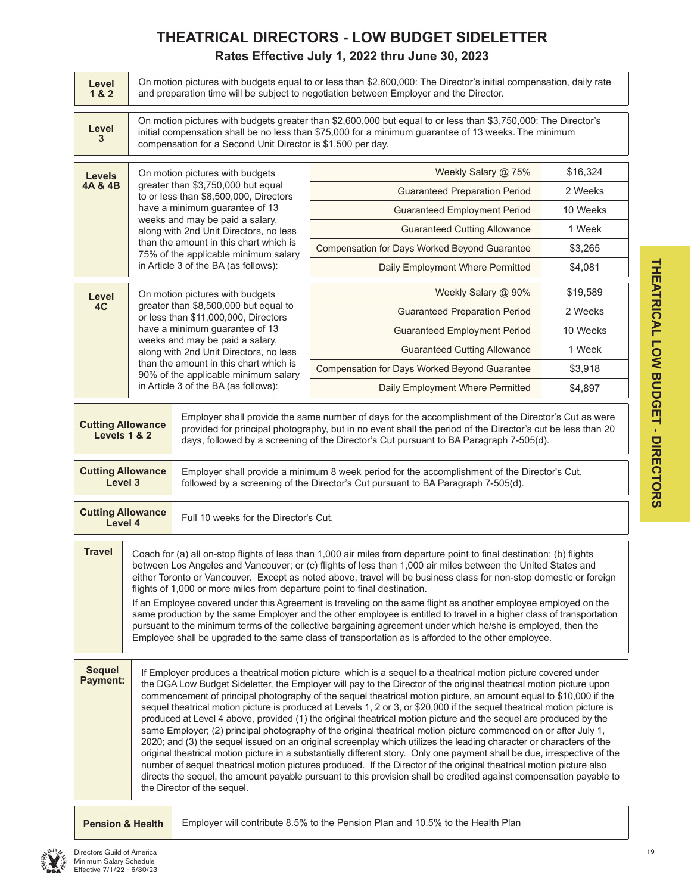# THEATRICAL DIRECTORS - LOW BUDGET SIDELETTER

## Rates Effective July 1, 2022 thru June 30, 2023

**Level 1 & 2**

On motion pictures with budgets equal to or less than $2,600,000: The Director's initial compensation, daily rate and preparation time will be subject to negotiation between Employer and the Director.

**Level 3**

On motion pictures with budgets greater than $2,600,000 but equal to or less than $3,750,000: The Director's initial compensation shall be no less than $75,000 for a minimum guarantee of 13 weeks. The minimum compensation for a Second Unit Director is $1,500 per day.

**Levels 4A & 4B**

On motion pictures with budgets greater than $3,750,000 but equal to or less than $8,500,000, Directors have a minimum guarantee of 13 weeks and may be paid a salary, along with 2nd Unit Directors, no less than the amount in this chart which is 75% of the applicable minimum salary in Article 3 of the BA (as follows):

| Item | Amount |
|---|---|
| Weekly Salary @ 75% | $16,324 |
| Guaranteed Preparation Period | 2 Weeks |
| Guaranteed Employment Period | 10 Weeks |
| Guaranteed Cutting Allowance | 1 Week |
| Compensation for Days Worked Beyond Guarantee | $3,265 |
| Daily Employment Where Permitted | $4,081 |

**Level 4C**

On motion pictures with budgets greater than $8,500,000 but equal to or less than $11,000,000, Directors have a minimum guarantee of 13 weeks and may be paid a salary, along with 2nd Unit Directors, no less than the amount in this chart which is 90% of the applicable minimum salary in Article 3 of the BA (as follows):

| Item | Amount |
|---|---|
| Weekly Salary @ 90% | $19,589 |
| Guaranteed Preparation Period | 2 Weeks |
| Guaranteed Employment Period | 10 Weeks |
| Guaranteed Cutting Allowance | 1 Week |
| Compensation for Days Worked Beyond Guarantee | $3,918 |
| Daily Employment Where Permitted | $4,897 |

**Cutting Allowance Levels 1 & 2**

Employer shall provide the same number of days for the accomplishment of the Director's Cut as were provided for principal photography, but in no event shall the period of the Director's cut be less than 20 days, followed by a screening of the Director's Cut pursuant to BA Paragraph 7-505(d).

**Cutting Allowance Level 3**

Employer shall provide a minimum 8 week period for the accomplishment of the Director's Cut, followed by a screening of the Director's Cut pursuant to BA Paragraph 7-505(d).

**Cutting Allowance Level 4**

Full 10 weeks for the Director's Cut.

**Travel**

Coach for (a) all on-stop flights of less than 1,000 air miles from departure point to final destination; (b) flights between Los Angeles and Vancouver; or (c) flights of less than 1,000 air miles between the United States and either Toronto or Vancouver. Except as noted above, travel will be business class for non-stop domestic or foreign flights of 1,000 or more miles from departure point to final destination.

If an Employee covered under this Agreement is traveling on the same flight as another employee employed on the same production by the same Employer and the other employee is entitled to travel in a higher class of transportation pursuant to the minimum terms of the collective bargaining agreement under which he/she is employed, then the Employee shall be upgraded to the same class of transportation as is afforded to the other employee.

**Sequel Payment:**

If Employer produces a theatrical motion picture which is a sequel to a theatrical motion picture covered under the DGA Low Budget Sideletter, the Employer will pay to the Director of the original theatrical motion picture upon commencement of principal photography of the sequel theatrical motion picture, an amount equal to $10,000 if the sequel theatrical motion picture is produced at Levels 1, 2 or 3, or $20,000 if the sequel theatrical motion picture is produced at Level 4 above, provided (1) the original theatrical motion picture and the sequel are produced by the same Employer; (2) principal photography of the original theatrical motion picture commenced on or after July 1, 2020; and (3) the sequel issued on an original screenplay which utilizes the leading character or characters of the original theatrical motion picture in a substantially different story. Only one payment shall be due, irrespective of the number of sequel theatrical motion pictures produced. If the Director of the original theatrical motion picture also directs the sequel, the amount payable pursuant to this provision shall be credited against compensation payable to the Director of the sequel.

**Pension & Health**

Employer will contribute 8.5% to the Pension Plan and 10.5% to the Health Plan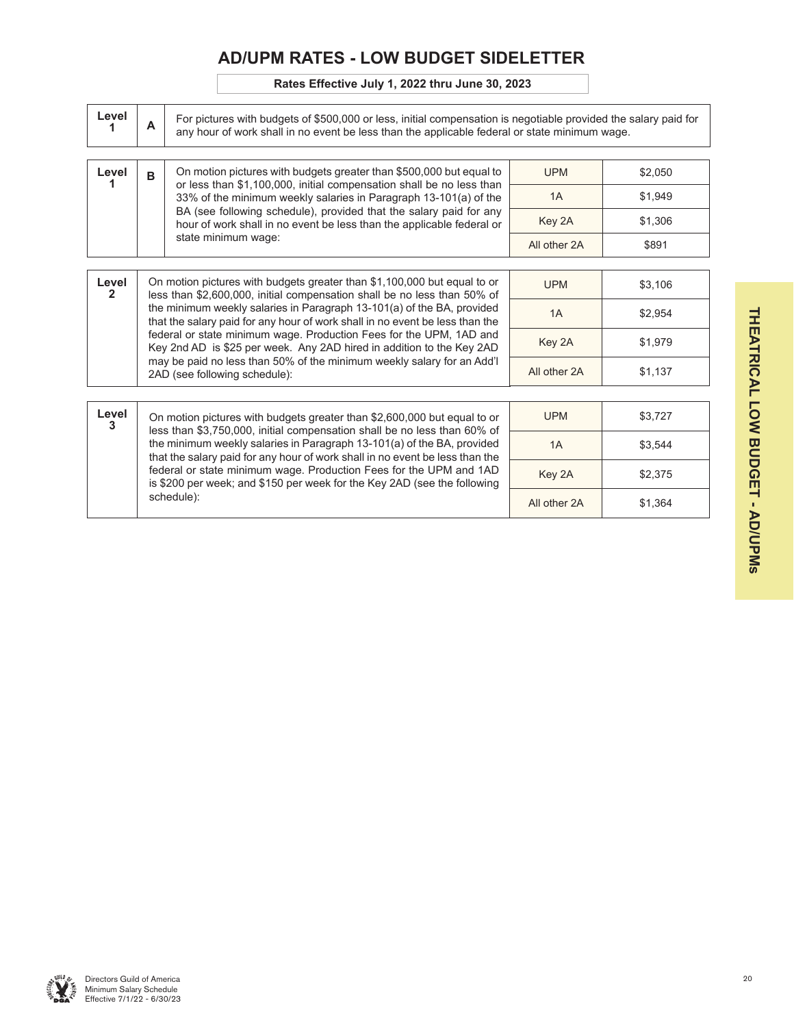# AD/UPM RATES - LOW BUDGET SIDELETTER

**Rates Effective July 1, 2022 thru June 30, 2023**

| Level | | Description | Position | Rate |
|---|---|---|---|---|
| **Level 1** | **A** | For pictures with budgets of $500,000 or less, initial compensation is negotiable provided the salary paid for any hour of work shall in no event be less than the applicable federal or state minimum wage. | | |
| **Level 1** | **B** | On motion pictures with budgets greater than $500,000 but equal to or less than $1,100,000, initial compensation shall be no less than 33% of the minimum weekly salaries in Paragraph 13-101(a) of the BA (see following schedule), provided that the salary paid for any hour of work shall in no event be less than the applicable federal or state minimum wage: | UPM | $2,050 |
| | | | 1A | $1,949 |
| | | | Key 2A | $1,306 |
| | | | All other 2A | $891 |
| **Level 2** | | On motion pictures with budgets greater than $1,100,000 but equal to or less than $2,600,000, initial compensation shall be no less than 50% of the minimum weekly salaries in Paragraph 13-101(a) of the BA, provided that the salary paid for any hour of work shall in no event be less than the federal or state minimum wage. Production Fees for the UPM, 1AD and Key 2nd AD is $25 per week. Any 2AD hired in addition to the Key 2AD may be paid no less than 50% of the minimum weekly salary for an Add'l 2AD (see following schedule): | UPM | $3,106 |
| | | | 1A | $2,954 |
| | | | Key 2A | $1,979 |
| | | | All other 2A | $1,137 |
| **Level 3** | | On motion pictures with budgets greater than $2,600,000 but equal to or less than $3,750,000, initial compensation shall be no less than 60% of the minimum weekly salaries in Paragraph 13-101(a) of the BA, provided that the salary paid for any hour of work shall in no event be less than the federal or state minimum wage. Production Fees for the UPM and 1AD is $200 per week; and $150 per week for the Key 2AD (see the following schedule): | UPM | $3,727 |
| | | | 1A | $3,544 |
| | | | Key 2A | $2,375 |
| | | | All other 2A | $1,364 |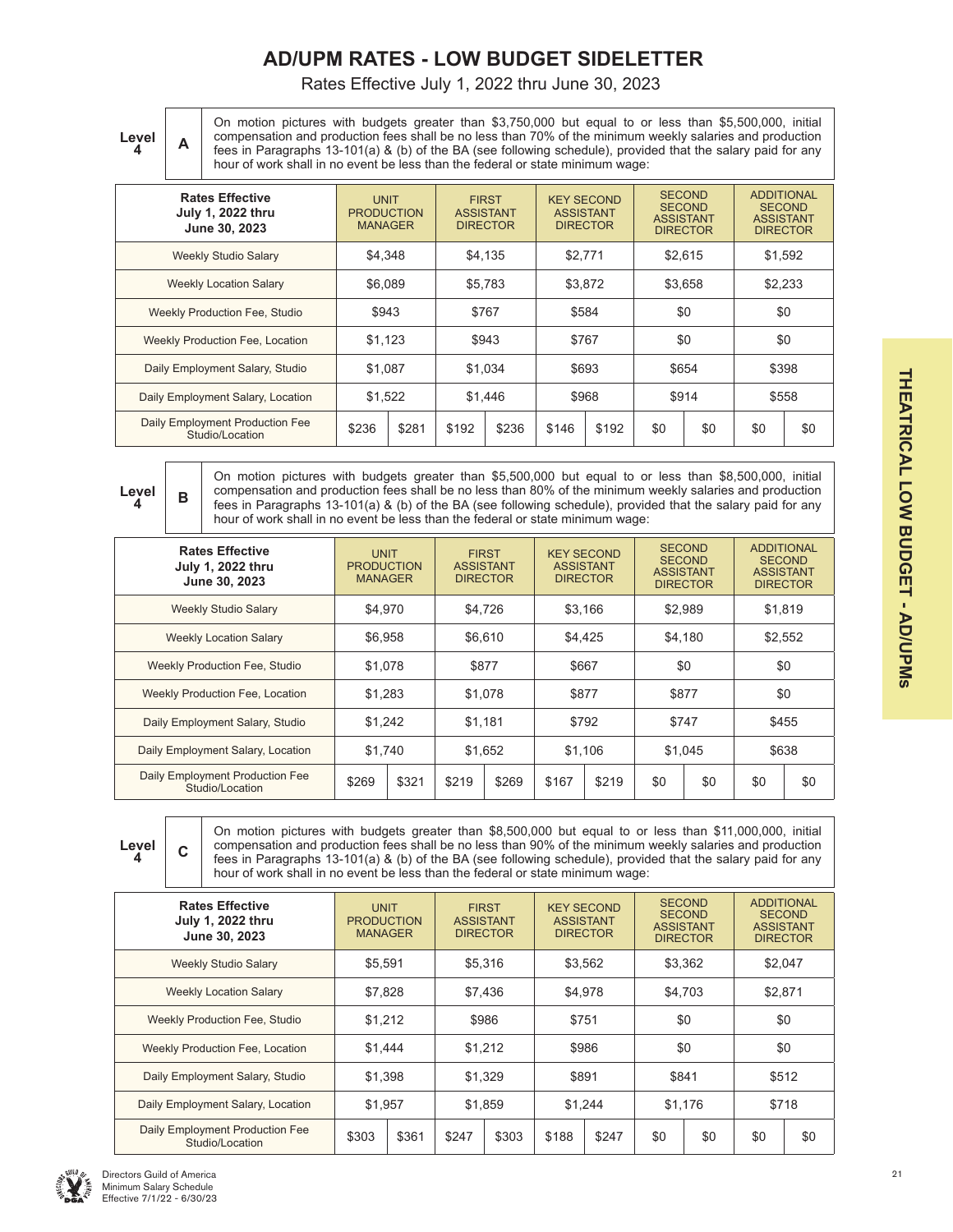# AD/UPM RATES - LOW BUDGET SIDELETTER

Rates Effective July 1, 2022 thru June 30, 2023

**Level 4 — A**

On motion pictures with budgets greater than $3,750,000 but equal to or less than $5,500,000, initial compensation and production fees shall be no less than 70% of the minimum weekly salaries and production fees in Paragraphs 13-101(a) & (b) of the BA (see following schedule), provided that the salary paid for any hour of work shall in no event be less than the federal or state minimum wage:

| Rates Effective July 1, 2022 thru June 30, 2023 | Unit Production Manager | | First Assistant Director | | Key Second Assistant Director | | Second Second Assistant Director | | Additional Second Assistant Director | |
|---|---|---|---|---|---|---|---|---|---|---|
| Weekly Studio Salary | $4,348 | | $4,135 | | $2,771 | | $2,615 | | $1,592 | |
| Weekly Location Salary | $6,089 | | $5,783 | | $3,872 | | $3,658 | | $2,233 | |
| Weekly Production Fee, Studio | $943 | | $767 | | $584 | | $0 | | $0 | |
| Weekly Production Fee, Location | $1,123 | | $943 | | $767 | | $0 | | $0 | |
| Daily Employment Salary, Studio | $1,087 | | $1,034 | | $693 | | $654 | | $398 | |
| Daily Employment Salary, Location | $1,522 | | $1,446 | | $968 | | $914 | | $558 | |
| Daily Employment Production Fee Studio/Location | $236 | $281 | $192 | $236 | $146 | $192 | $0 | $0 | $0 | $0 |

**Level 4 — B**

On motion pictures with budgets greater than $5,500,000 but equal to or less than $8,500,000, initial compensation and production fees shall be no less than 80% of the minimum weekly salaries and production fees in Paragraphs 13-101(a) & (b) of the BA (see following schedule), provided that the salary paid for any hour of work shall in no event be less than the federal or state minimum wage:

| Rates Effective July 1, 2022 thru June 30, 2023 | Unit Production Manager | | First Assistant Director | | Key Second Assistant Director | | Second Second Assistant Director | | Additional Second Assistant Director | |
|---|---|---|---|---|---|---|---|---|---|---|
| Weekly Studio Salary | $4,970 | | $4,726 | | $3,166 | | $2,989 | | $1,819 | |
| Weekly Location Salary | $6,958 | | $6,610 | | $4,425 | | $4,180 | | $2,552 | |
| Weekly Production Fee, Studio | $1,078 | | $877 | | $667 | | $0 | | $0 | |
| Weekly Production Fee, Location | $1,283 | | $1,078 | | $877 | | $877 | | $0 | |
| Daily Employment Salary, Studio | $1,242 | | $1,181 | | $792 | | $747 | | $455 | |
| Daily Employment Salary, Location | $1,740 | | $1,652 | | $1,106 | | $1,045 | | $638 | |
| Daily Employment Production Fee Studio/Location | $269 | $321 | $219 | $269 | $167 | $219 | $0 | $0 | $0 | $0 |

**Level 4 — C**

On motion pictures with budgets greater than $8,500,000 but equal to or less than $11,000,000, initial compensation and production fees shall be no less than 90% of the minimum weekly salaries and production fees in Paragraphs 13-101(a) & (b) of the BA (see following schedule), provided that the salary paid for any hour of work shall in no event be less than the federal or state minimum wage:

| Rates Effective July 1, 2022 thru June 30, 2023 | Unit Production Manager | | First Assistant Director | | Key Second Assistant Director | | Second Second Assistant Director | | Additional Second Assistant Director | |
|---|---|---|---|---|---|---|---|---|---|---|
| Weekly Studio Salary | $5,591 | | $5,316 | | $3,562 | | $3,362 | | $2,047 | |
| Weekly Location Salary | $7,828 | | $7,436 | | $4,978 | | $4,703 | | $2,871 | |
| Weekly Production Fee, Studio | $1,212 | | $986 | | $751 | | $0 | | $0 | |
| Weekly Production Fee, Location | $1,444 | | $1,212 | | $986 | | $0 | | $0 | |
| Daily Employment Salary, Studio | $1,398 | | $1,329 | | $891 | | $841 | | $512 | |
| Daily Employment Salary, Location | $1,957 | | $1,859 | | $1,244 | | $1,176 | | $718 | |
| Daily Employment Production Fee Studio/Location | $303 | $361 | $247 | $303 | $188 | $247 | $0 | $0 | $0 | $0 |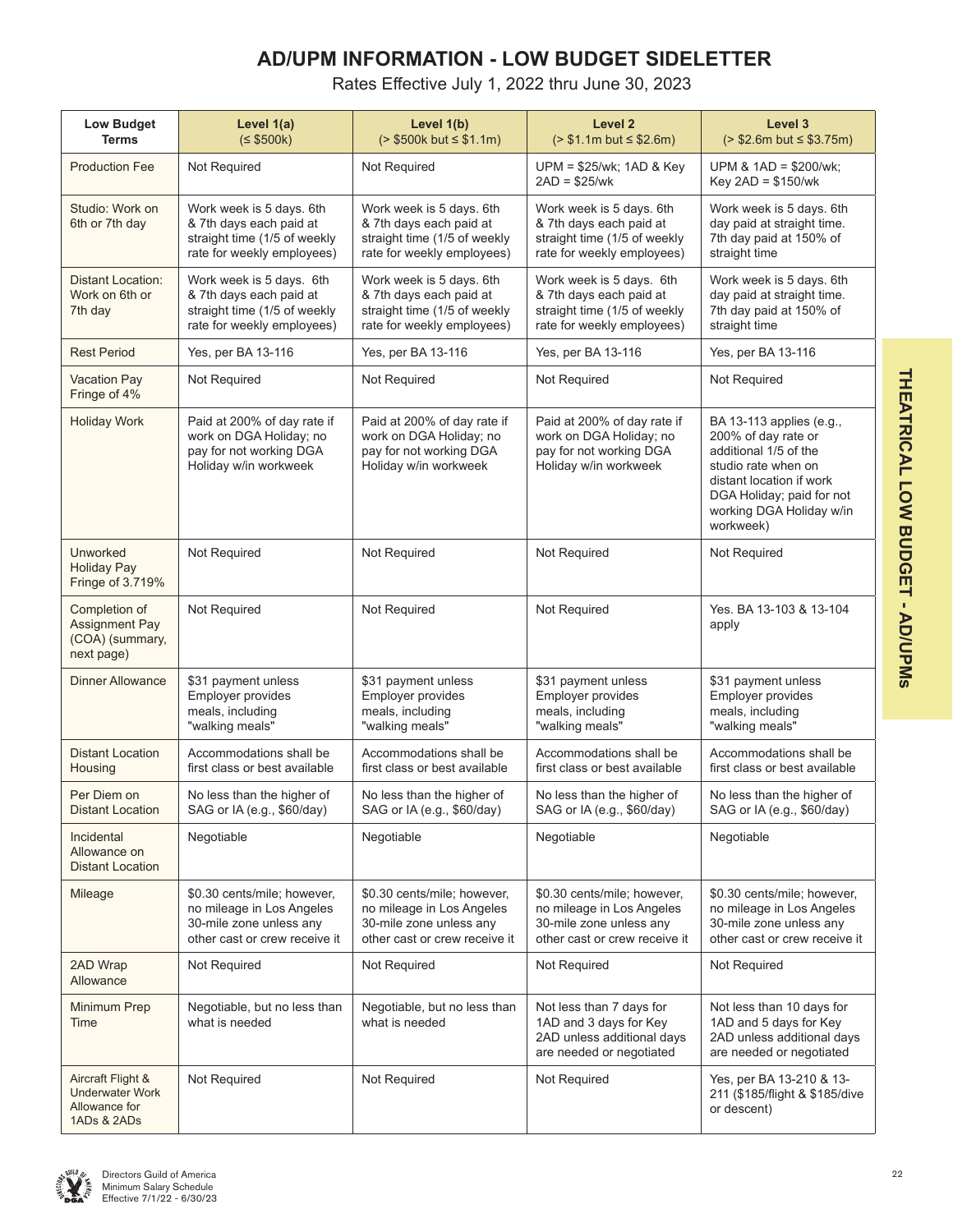# AD/UPM INFORMATION - LOW BUDGET SIDELETTER

Rates Effective July 1, 2022 thru June 30, 2023

| Low Budget Terms | Level 1(a) (≤ $500k) | Level 1(b) (> $500k but ≤ $1.1m) | Level 2 (> $1.1m but ≤ $2.6m) | Level 3 (> $2.6m but ≤ $3.75m) |
|---|---|---|---|---|
| Production Fee | Not Required | Not Required | UPM = $25/wk; 1AD & Key 2AD = $25/wk | UPM & 1AD = $200/wk; Key 2AD = $150/wk |
| Studio: Work on 6th or 7th day | Work week is 5 days. 6th & 7th days each paid at straight time (1/5 of weekly rate for weekly employees) | Work week is 5 days. 6th & 7th days each paid at straight time (1/5 of weekly rate for weekly employees) | Work week is 5 days. 6th & 7th days each paid at straight time (1/5 of weekly rate for weekly employees) | Work week is 5 days. 6th day paid at straight time. 7th day paid at 150% of straight time |
| Distant Location: Work on 6th or 7th day | Work week is 5 days. 6th & 7th days each paid at straight time (1/5 of weekly rate for weekly employees) | Work week is 5 days. 6th & 7th days each paid at straight time (1/5 of weekly rate for weekly employees) | Work week is 5 days. 6th & 7th days each paid at straight time (1/5 of weekly rate for weekly employees) | Work week is 5 days. 6th day paid at straight time. 7th day paid at 150% of straight time |
| Rest Period | Yes, per BA 13-116 | Yes, per BA 13-116 | Yes, per BA 13-116 | Yes, per BA 13-116 |
| Vacation Pay Fringe of 4% | Not Required | Not Required | Not Required | Not Required |
| Holiday Work | Paid at 200% of day rate if work on DGA Holiday; no pay for not working DGA Holiday w/in workweek | Paid at 200% of day rate if work on DGA Holiday; no pay for not working DGA Holiday w/in workweek | Paid at 200% of day rate if work on DGA Holiday; no pay for not working DGA Holiday w/in workweek | BA 13-113 applies (e.g., 200% of day rate or additional 1/5 of the studio rate when on distant location if work DGA Holiday; paid for not working DGA Holiday w/in workweek) |
| Unworked Holiday Pay Fringe of 3.719% | Not Required | Not Required | Not Required | Not Required |
| Completion of Assignment Pay (COA) (summary, next page) | Not Required | Not Required | Not Required | Yes. BA 13-103 & 13-104 apply |
| Dinner Allowance | $31 payment unless Employer provides meals, including "walking meals" | $31 payment unless Employer provides meals, including "walking meals" | $31 payment unless Employer provides meals, including "walking meals" | $31 payment unless Employer provides meals, including "walking meals" |
| Distant Location Housing | Accommodations shall be first class or best available | Accommodations shall be first class or best available | Accommodations shall be first class or best available | Accommodations shall be first class or best available |
| Per Diem on Distant Location | No less than the higher of SAG or IA (e.g., $60/day) | No less than the higher of SAG or IA (e.g., $60/day) | No less than the higher of SAG or IA (e.g., $60/day) | No less than the higher of SAG or IA (e.g., $60/day) |
| Incidental Allowance on Distant Location | Negotiable | Negotiable | Negotiable | Negotiable |
| Mileage | $0.30 cents/mile; however, no mileage in Los Angeles 30-mile zone unless any other cast or crew receive it | $0.30 cents/mile; however, no mileage in Los Angeles 30-mile zone unless any other cast or crew receive it | $0.30 cents/mile; however, no mileage in Los Angeles 30-mile zone unless any other cast or crew receive it | $0.30 cents/mile; however, no mileage in Los Angeles 30-mile zone unless any other cast or crew receive it |
| 2AD Wrap Allowance | Not Required | Not Required | Not Required | Not Required |
| Minimum Prep Time | Negotiable, but no less than what is needed | Negotiable, but no less than what is needed | Not less than 7 days for 1AD and 3 days for Key 2AD unless additional days are needed or negotiated | Not less than 10 days for 1AD and 5 days for Key 2AD unless additional days are needed or negotiated |
| Aircraft Flight & Underwater Work Allowance for 1ADs & 2ADs | Not Required | Not Required | Not Required | Yes, per BA 13-210 & 13-211 ($185/flight & $185/dive or descent) |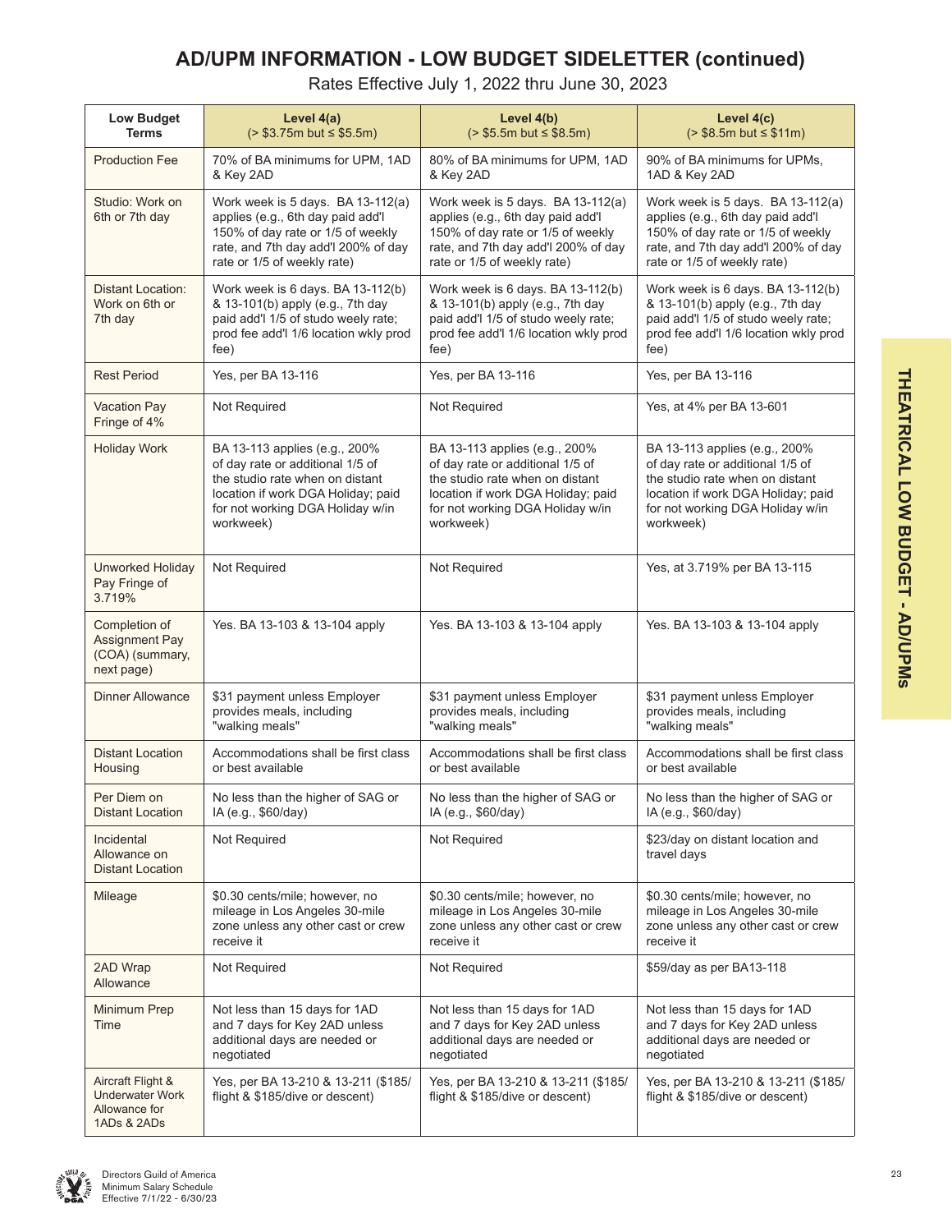# AD/UPM INFORMATION - LOW BUDGET SIDELETTER (continued)

Rates Effective July 1, 2022 thru June 30, 2023

| Low Budget Terms | Level 4(a) (> $3.75m but ≤ $5.5m) | Level 4(b) (> $5.5m but ≤ $8.5m) | Level 4(c) (> $8.5m but ≤ $11m) |
|---|---|---|---|
| Production Fee | 70% of BA minimums for UPM, 1AD & Key 2AD | 80% of BA minimums for UPM, 1AD & Key 2AD | 90% of BA minimums for UPMs, 1AD & Key 2AD |
| Studio: Work on 6th or 7th day | Work week is 5 days. BA 13-112(a) applies (e.g., 6th day paid add'l 150% of day rate or 1/5 of weekly rate, and 7th day add'l 200% of day rate or 1/5 of weekly rate) | Work week is 5 days. BA 13-112(a) applies (e.g., 6th day paid add'l 150% of day rate or 1/5 of weekly rate, and 7th day add'l 200% of day rate or 1/5 of weekly rate) | Work week is 5 days. BA 13-112(a) applies (e.g., 6th day paid add'l 150% of day rate or 1/5 of weekly rate, and 7th day add'l 200% of day rate or 1/5 of weekly rate) |
| Distant Location: Work on 6th or 7th day | Work week is 6 days. BA 13-112(b) & 13-101(b) apply (e.g., 7th day paid add'l 1/5 of studo weely rate; prod fee add'l 1/6 location wkly prod fee) | Work week is 6 days. BA 13-112(b) & 13-101(b) apply (e.g., 7th day paid add'l 1/5 of studo weely rate; prod fee add'l 1/6 location wkly prod fee) | Work week is 6 days. BA 13-112(b) & 13-101(b) apply (e.g., 7th day paid add'l 1/5 of studo weely rate; prod fee add'l 1/6 location wkly prod fee) |
| Rest Period | Yes, per BA 13-116 | Yes, per BA 13-116 | Yes, per BA 13-116 |
| Vacation Pay Fringe of 4% | Not Required | Not Required | Yes, at 4% per BA 13-601 |
| Holiday Work | BA 13-113 applies (e.g., 200% of day rate or additional 1/5 of the studio rate when on distant location if work DGA Holiday; paid for not working DGA Holiday w/in workweek) | BA 13-113 applies (e.g., 200% of day rate or additional 1/5 of the studio rate when on distant location if work DGA Holiday; paid for not working DGA Holiday w/in workweek) | BA 13-113 applies (e.g., 200% of day rate or additional 1/5 of the studio rate when on distant location if work DGA Holiday; paid for not working DGA Holiday w/in workweek) |
| Unworked Holiday Pay Fringe of 3.719% | Not Required | Not Required | Yes, at 3.719% per BA 13-115 |
| Completion of Assignment Pay (COA) (summary, next page) | Yes. BA 13-103 & 13-104 apply | Yes. BA 13-103 & 13-104 apply | Yes. BA 13-103 & 13-104 apply |
| Dinner Allowance | $31 payment unless Employer provides meals, including "walking meals" | $31 payment unless Employer provides meals, including "walking meals" | $31 payment unless Employer provides meals, including "walking meals" |
| Distant Location Housing | Accommodations shall be first class or best available | Accommodations shall be first class or best available | Accommodations shall be first class or best available |
| Per Diem on Distant Location | No less than the higher of SAG or IA (e.g., $60/day) | No less than the higher of SAG or IA (e.g., $60/day) | No less than the higher of SAG or IA (e.g., $60/day) |
| Incidental Allowance on Distant Location | Not Required | Not Required | $23/day on distant location and travel days |
| Mileage | $0.30 cents/mile; however, no mileage in Los Angeles 30-mile zone unless any other cast or crew receive it | $0.30 cents/mile; however, no mileage in Los Angeles 30-mile zone unless any other cast or crew receive it | $0.30 cents/mile; however, no mileage in Los Angeles 30-mile zone unless any other cast or crew receive it |
| 2AD Wrap Allowance | Not Required | Not Required | $59/day as per BA13-118 |
| Minimum Prep Time | Not less than 15 days for 1AD and 7 days for Key 2AD unless additional days are needed or negotiated | Not less than 15 days for 1AD and 7 days for Key 2AD unless additional days are needed or negotiated | Not less than 15 days for 1AD and 7 days for Key 2AD unless additional days are needed or negotiated |
| Aircraft Flight & Underwater Work Allowance for 1ADs & 2ADs | Yes, per BA 13-210 & 13-211 ($185/ flight & $185/dive or descent) | Yes, per BA 13-210 & 13-211 ($185/ flight & $185/dive or descent) | Yes, per BA 13-210 & 13-211 ($185/ flight & $185/dive or descent) |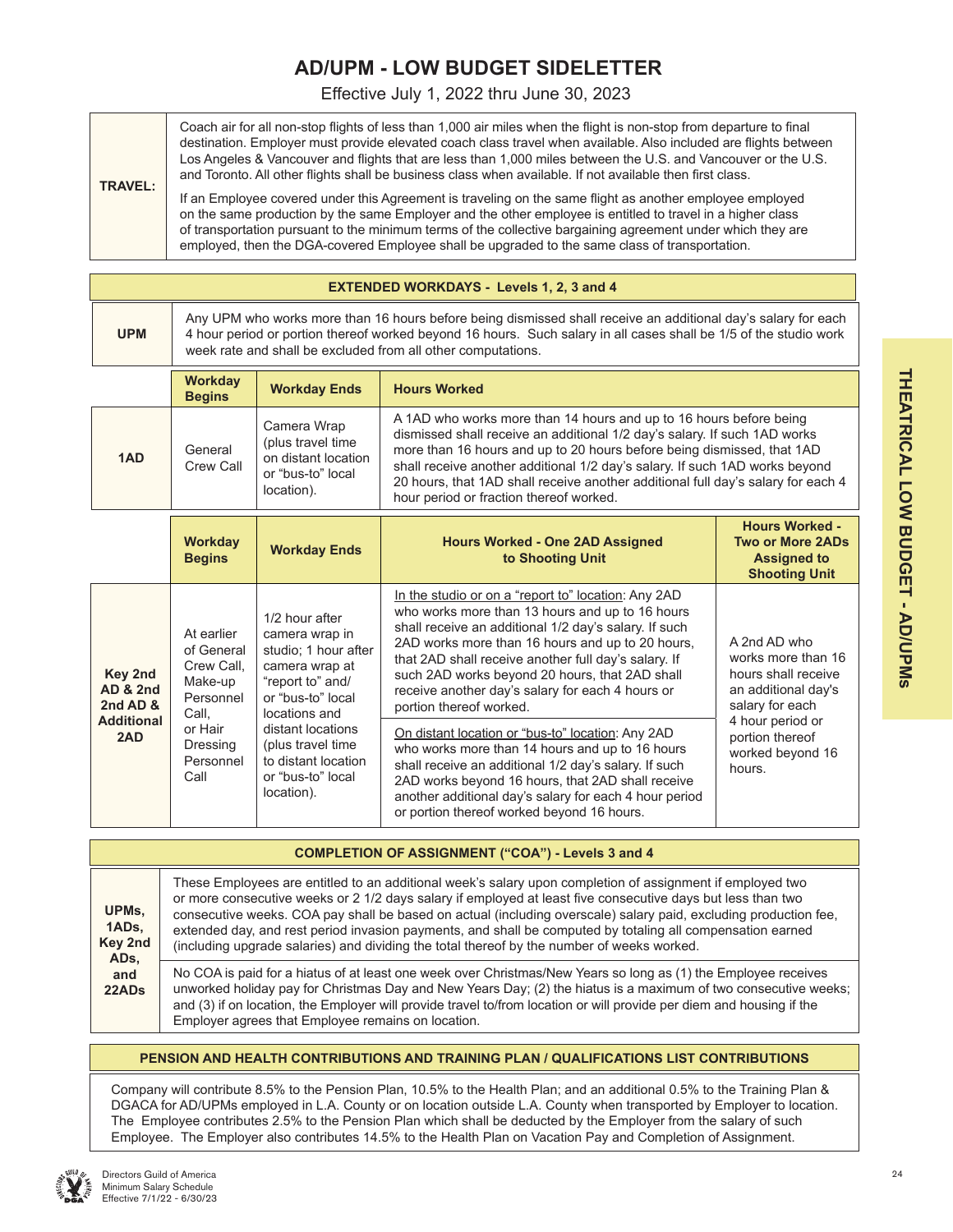# AD/UPM - LOW BUDGET SIDELETTER

Effective July 1, 2022 thru June 30, 2023

| | |
|---|---|
| **TRAVEL:** | Coach air for all non-stop flights of less than 1,000 air miles when the flight is non-stop from departure to final destination. Employer must provide elevated coach class travel when available. Also included are flights between Los Angeles & Vancouver and flights that are less than 1,000 miles between the U.S. and Vancouver or the U.S. and Toronto. All other flights shall be business class when available. If not available then first class.<br><br>If an Employee covered under this Agreement is traveling on the same flight as another employee employed on the same production by the same Employer and the other employee is entitled to travel in a higher class of transportation pursuant to the minimum terms of the collective bargaining agreement under which they are employed, then the DGA-covered Employee shall be upgraded to the same class of transportation. |

## EXTENDED WORKDAYS - Levels 1, 2, 3 and 4

| | |
|---|---|
| **UPM** | Any UPM who works more than 16 hours before being dismissed shall receive an additional day's salary for each 4 hour period or portion thereof worked beyond 16 hours. Such salary in all cases shall be 1/5 of the studio work week rate and shall be excluded from all other computations. |

| | **Workday Begins** | **Workday Ends** | **Hours Worked** |
|---|---|---|---|
| **1AD** | General Crew Call | Camera Wrap (plus travel time on distant location or "bus-to" local location). | A 1AD who works more than 14 hours and up to 16 hours before being dismissed shall receive an additional 1/2 day's salary. If such 1AD works more than 16 hours and up to 20 hours before being dismissed, that 1AD shall receive another additional 1/2 day's salary. If such 1AD works beyond 20 hours, that 1AD shall receive another additional full day's salary for each 4 hour period or fraction thereof worked. |

| | **Workday Begins** | **Workday Ends** | **Hours Worked - One 2AD Assigned to Shooting Unit** | **Hours Worked - Two or More 2ADs Assigned to Shooting Unit** |
|---|---|---|---|---|
| **Key 2nd AD & 2nd 2nd AD & Additional 2AD** | At earlier of General Crew Call, Make-up Personnel Call, or Hair Dressing Personnel Call | 1/2 hour after camera wrap in studio; 1 hour after camera wrap at "report to" and/ or "bus-to" local locations and distant locations (plus travel time to distant location or "bus-to" local location). | In the studio or on a "report to" location: Any 2AD who works more than 13 hours and up to 16 hours shall receive an additional 1/2 day's salary. If such 2AD works more than 16 hours and up to 20 hours, that 2AD shall receive another full day's salary. If such 2AD works beyond 20 hours, that 2AD shall receive another day's salary for each 4 hours or portion thereof worked.<br><br>On distant location or "bus-to" location: Any 2AD who works more than 14 hours and up to 16 hours shall receive an additional 1/2 day's salary. If such 2AD works beyond 16 hours, that 2AD shall receive another additional day's salary for each 4 hour period or portion thereof worked beyond 16 hours. | A 2nd AD who works more than 16 hours shall receive an additional day's salary for each 4 hour period or portion thereof worked beyond 16 hours. |

## COMPLETION OF ASSIGNMENT ("COA") - Levels 3 and 4

| | |
|---|---|
| **UPMs, 1ADs, Key 2nd ADs, and 22ADs** | These Employees are entitled to an additional week's salary upon completion of assignment if employed two or more consecutive weeks or 2 1/2 days salary if employed at least five consecutive days but less than two consecutive weeks. COA pay shall be based on actual (including overscale) salary paid, excluding production fee, extended day, and rest period invasion payments, and shall be computed by totaling all compensation earned (including upgrade salaries) and dividing the total thereof by the number of weeks worked.<br><br>No COA is paid for a hiatus of at least one week over Christmas/New Years so long as (1) the Employee receives unworked holiday pay for Christmas Day and New Years Day; (2) the hiatus is a maximum of two consecutive weeks; and (3) if on location, the Employer will provide travel to/from location or will provide per diem and housing if the Employer agrees that Employee remains on location. |

## PENSION AND HEALTH CONTRIBUTIONS AND TRAINING PLAN / QUALIFICATIONS LIST CONTRIBUTIONS

Company will contribute 8.5% to the Pension Plan, 10.5% to the Health Plan; and an additional 0.5% to the Training Plan & DGACA for AD/UPMs employed in L.A. County or on location outside L.A. County when transported by Employer to location. The Employee contributes 2.5% to the Pension Plan which shall be deducted by the Employer from the salary of such Employee. The Employer also contributes 14.5% to the Health Plan on Vacation Pay and Completion of Assignment.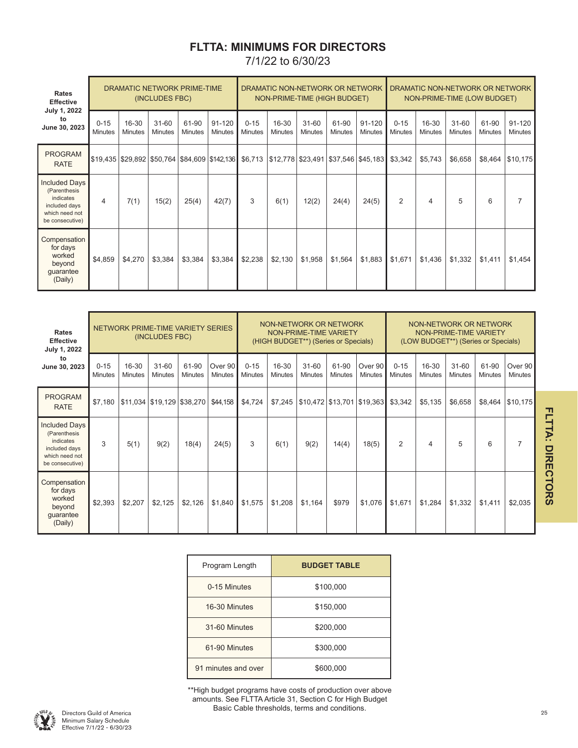# FLTTA: MINIMUMS FOR DIRECTORS

7/1/22 to 6/30/23

| Rates Effective July 1, 2022 to June 30, 2023 | DRAMATIC NETWORK PRIME-TIME (INCLUDES FBC) | | | | | DRAMATIC NON-NETWORK OR NETWORK NON-PRIME-TIME (HIGH BUDGET) | | | | | DRAMATIC NON-NETWORK OR NETWORK NON-PRIME-TIME (LOW BUDGET) | | | | |
|---|---|---|---|---|---|---|---|---|---|---|---|---|---|---|---|
| | 0-15 Minutes | 16-30 Minutes | 31-60 Minutes | 61-90 Minutes | 91-120 Minutes | 0-15 Minutes | 16-30 Minutes | 31-60 Minutes | 61-90 Minutes | 91-120 Minutes | 0-15 Minutes | 16-30 Minutes | 31-60 Minutes | 61-90 Minutes | 91-120 Minutes |
| PROGRAM RATE | $19,435 | $29,892 | $50,764 | $84,609 | $142,136 | $6,713 | $12,778 | $23,491 | $37,546 | $45,183 | $3,342 | $5,743 | $6,658 | $8,464 | $10,175 |
| Included Days (Parenthesis indicates included days which need not be consecutive) | 4 | 7(1) | 15(2) | 25(4) | 42(7) | 3 | 6(1) | 12(2) | 24(4) | 24(5) | 2 | 4 | 5 | 6 | 7 |
| Compensation for days worked beyond guarantee (Daily) | $4,859 | $4,270 | $3,384 | $3,384 | $3,384 | $2,238 | $2,130 | $1,958 | $1,564 | $1,883 | $1,671 | $1,436 | $1,332 | $1,411 | $1,454 |

| Rates Effective July 1, 2022 to June 30, 2023 | NETWORK PRIME-TIME VARIETY SERIES (INCLUDES FBC) | | | | | NON-NETWORK OR NETWORK NON-PRIME-TIME VARIETY (HIGH BUDGET**) (Series or Specials) | | | | | NON-NETWORK OR NETWORK NON-PRIME-TIME VARIETY (LOW BUDGET**) (Series or Specials) | | | | |
|---|---|---|---|---|---|---|---|---|---|---|---|---|---|---|---|
| | 0-15 Minutes | 16-30 Minutes | 31-60 Minutes | 61-90 Minutes | Over 90 Minutes | 0-15 Minutes | 16-30 Minutes | 31-60 Minutes | 61-90 Minutes | Over 90 Minutes | 0-15 Minutes | 16-30 Minutes | 31-60 Minutes | 61-90 Minutes | Over 90 Minutes |
| PROGRAM RATE | $7,180 | $11,034 | $19,129 | $38,270 | $44,158 | $4,724 | $7,245 | $10,472 | $13,701 | $19,363 | $3,342 | $5,135 | $6,658 | $8,464 | $10,175 |
| Included Days (Parenthesis indicates included days which need not be consecutive) | 3 | 5(1) | 9(2) | 18(4) | 24(5) | 3 | 6(1) | 9(2) | 14(4) | 18(5) | 2 | 4 | 5 | 6 | 7 |
| Compensation for days worked beyond guarantee (Daily) | $2,393 | $2,207 | $2,125 | $2,126 | $1,840 | $1,575 | $1,208 | $1,164 | $979 | $1,076 | $1,671 | $1,284 | $1,332 | $1,411 | $2,035 |

| Program Length | BUDGET TABLE |
|---|---|
| 0-15 Minutes | $100,000 |
| 16-30 Minutes | $150,000 |
| 31-60 Minutes | $200,000 |
| 61-90 Minutes | $300,000 |
| 91 minutes and over | $600,000 |

**High budget programs have costs of production over above amounts. See FLTTA Article 31, Section C for High Budget Basic Cable thresholds, terms and conditions.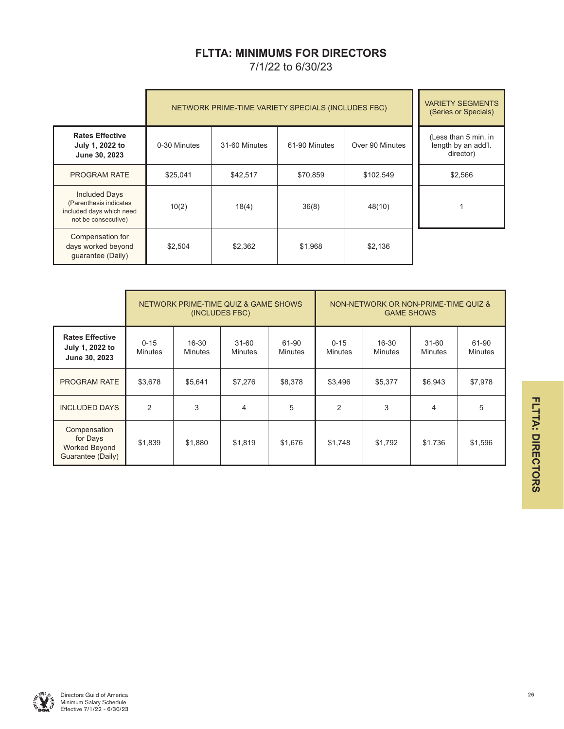# FLTTA: MINIMUMS FOR DIRECTORS

7/1/22 to 6/30/23

| | NETWORK PRIME-TIME VARIETY SPECIALS (INCLUDES FBC) | | | | VARIETY SEGMENTS (Series or Specials) |
|---|---|---|---|---|---|
| **Rates Effective July 1, 2022 to June 30, 2023** | 0-30 Minutes | 31-60 Minutes | 61-90 Minutes | Over 90 Minutes | (Less than 5 min. in length by an add'l. director) |
| PROGRAM RATE | $25,041 | $42,517 | $70,859 | $102,549 | $2,566 |
| Included Days (Parenthesis indicates included days which need not be consecutive) | 10(2) | 18(4) | 36(8) | 48(10) | 1 |
| Compensation for days worked beyond guarantee (Daily) | $2,504 | $2,362 | $1,968 | $2,136 | |

| | NETWORK PRIME-TIME QUIZ & GAME SHOWS (INCLUDES FBC) | | | | NON-NETWORK OR NON-PRIME-TIME QUIZ & GAME SHOWS | | | |
|---|---|---|---|---|---|---|---|---|
| **Rates Effective July 1, 2022 to June 30, 2023** | 0-15 Minutes | 16-30 Minutes | 31-60 Minutes | 61-90 Minutes | 0-15 Minutes | 16-30 Minutes | 31-60 Minutes | 61-90 Minutes |
| PROGRAM RATE | $3,678 | $5,641 | $7,276 | $8,378 | $3,496 | $5,377 | $6,943 | $7,978 |
| INCLUDED DAYS | 2 | 3 | 4 | 5 | 2 | 3 | 4 | 5 |
| Compensation for Days Worked Beyond Guarantee (Daily) | $1,839 | $1,880 | $1,819 | $1,676 | $1,748 | $1,792 | $1,736 | $1,596 |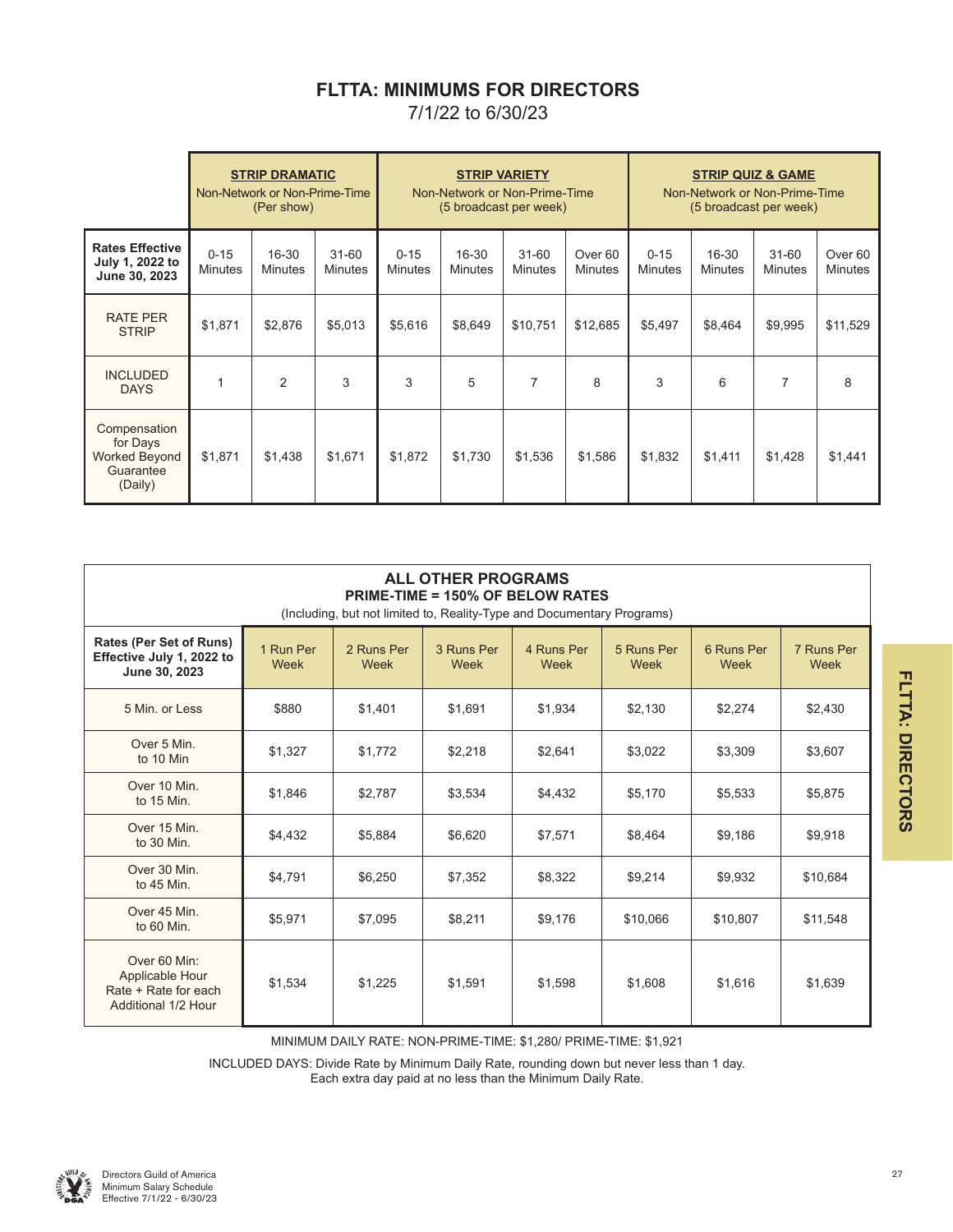# FLTTA: MINIMUMS FOR DIRECTORS

7/1/22 to 6/30/23

| | STRIP DRAMATIC Non-Network or Non-Prime-Time (Per show) | | | STRIP VARIETY Non-Network or Non-Prime-Time (5 broadcast per week) | | | | STRIP QUIZ & GAME Non-Network or Non-Prime-Time (5 broadcast per week) | | | |
|---|---|---|---|---|---|---|---|---|---|---|---|
| **Rates Effective July 1, 2022 to June 30, 2023** | 0-15 Minutes | 16-30 Minutes | 31-60 Minutes | 0-15 Minutes | 16-30 Minutes | 31-60 Minutes | Over 60 Minutes | 0-15 Minutes | 16-30 Minutes | 31-60 Minutes | Over 60 Minutes |
| RATE PER STRIP | $1,871 | $2,876 | $5,013 | $5,616 | $8,649 | $10,751 | $12,685 | $5,497 | $8,464 | $9,995 | $11,529 |
| INCLUDED DAYS | 1 | 2 | 3 | 3 | 5 | 7 | 8 | 3 | 6 | 7 | 8 |
| Compensation for Days Worked Beyond Guarantee (Daily) | $1,871 | $1,438 | $1,671 | $1,872 | $1,730 | $1,536 | $1,586 | $1,832 | $1,411 | $1,428 | $1,441 |

## ALL OTHER PROGRAMS

**PRIME-TIME = 150% OF BELOW RATES**

(Including, but not limited to, Reality-Type and Documentary Programs)

| **Rates (Per Set of Runs) Effective July 1, 2022 to June 30, 2023** | 1 Run Per Week | 2 Runs Per Week | 3 Runs Per Week | 4 Runs Per Week | 5 Runs Per Week | 6 Runs Per Week | 7 Runs Per Week |
|---|---|---|---|---|---|---|---|
| 5 Min. or Less | $880 | $1,401 | $1,691 | $1,934 | $2,130 | $2,274 | $2,430 |
| Over 5 Min. to 10 Min | $1,327 | $1,772 | $2,218 | $2,641 | $3,022 | $3,309 | $3,607 |
| Over 10 Min. to 15 Min. | $1,846 | $2,787 | $3,534 | $4,432 | $5,170 | $5,533 | $5,875 |
| Over 15 Min. to 30 Min. | $4,432 | $5,884 | $6,620 | $7,571 | $8,464 | $9,186 | $9,918 |
| Over 30 Min. to 45 Min. | $4,791 | $6,250 | $7,352 | $8,322 | $9,214 | $9,932 | $10,684 |
| Over 45 Min. to 60 Min. | $5,971 | $7,095 | $8,211 | $9,176 | $10,066 | $10,807 | $11,548 |
| Over 60 Min: Applicable Hour Rate + Rate for each Additional 1/2 Hour | $1,534 | $1,225 | $1,591 | $1,598 | $1,608 | $1,616 | $1,639 |

MINIMUM DAILY RATE: NON-PRIME-TIME: $1,280/ PRIME-TIME: $1,921

INCLUDED DAYS: Divide Rate by Minimum Daily Rate, rounding down but never less than 1 day. Each extra day paid at no less than the Minimum Daily Rate.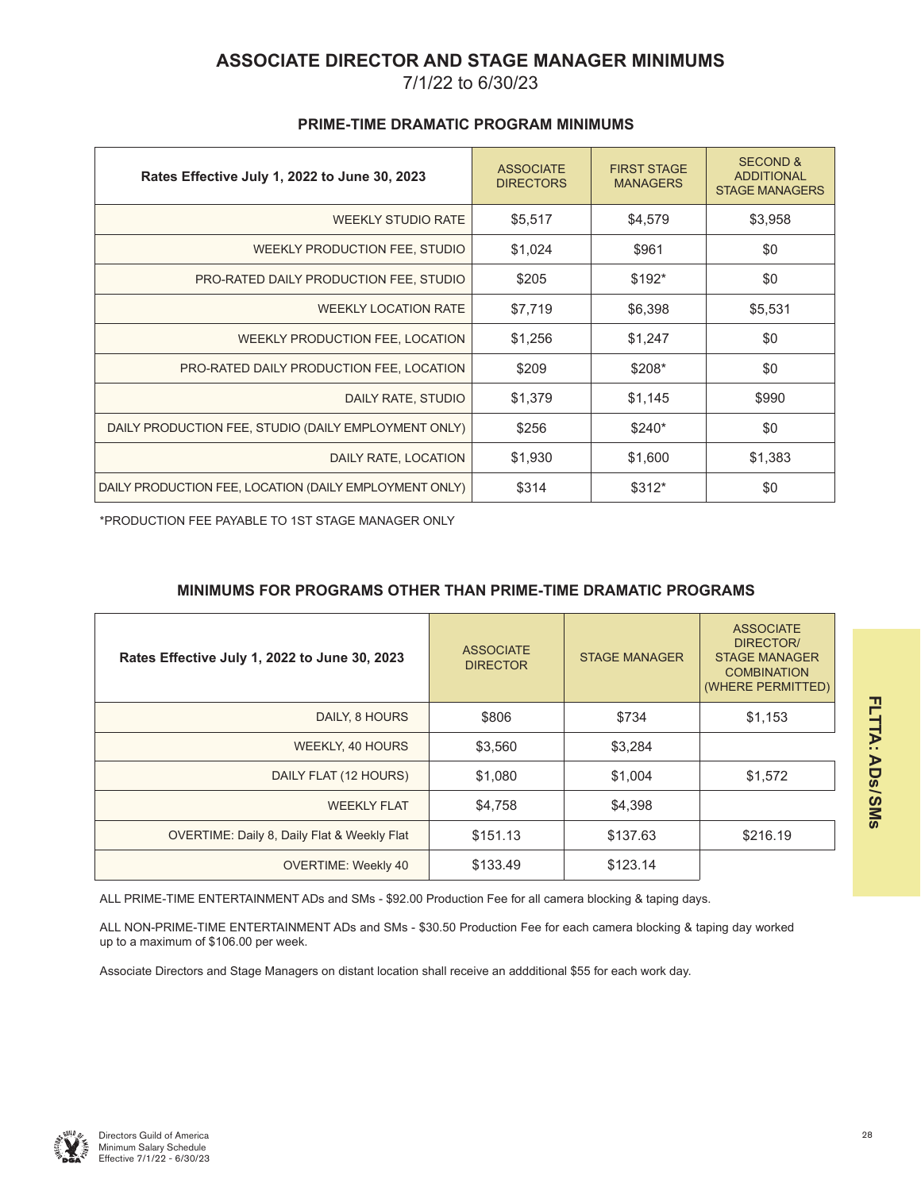# ASSOCIATE DIRECTOR AND STAGE MANAGER MINIMUMS

7/1/22 to 6/30/23

## PRIME-TIME DRAMATIC PROGRAM MINIMUMS

| Rates Effective July 1, 2022 to June 30, 2023 | ASSOCIATE DIRECTORS | FIRST STAGE MANAGERS | SECOND & ADDITIONAL STAGE MANAGERS |
|---|---|---|---|
| WEEKLY STUDIO RATE | $5,517 | $4,579 | $3,958 |
| WEEKLY PRODUCTION FEE, STUDIO | $1,024 | $961 | $0 |
| PRO-RATED DAILY PRODUCTION FEE, STUDIO | $205 | $192* | $0 |
| WEEKLY LOCATION RATE | $7,719 | $6,398 | $5,531 |
| WEEKLY PRODUCTION FEE, LOCATION | $1,256 | $1,247 | $0 |
| PRO-RATED DAILY PRODUCTION FEE, LOCATION | $209 | $208* | $0 |
| DAILY RATE, STUDIO | $1,379 | $1,145 | $990 |
| DAILY PRODUCTION FEE, STUDIO (DAILY EMPLOYMENT ONLY) | $256 | $240* | $0 |
| DAILY RATE, LOCATION | $1,930 | $1,600 | $1,383 |
| DAILY PRODUCTION FEE, LOCATION (DAILY EMPLOYMENT ONLY) | $314 | $312* | $0 |

*PRODUCTION FEE PAYABLE TO 1ST STAGE MANAGER ONLY

## MINIMUMS FOR PROGRAMS OTHER THAN PRIME-TIME DRAMATIC PROGRAMS

| Rates Effective July 1, 2022 to June 30, 2023 | ASSOCIATE DIRECTOR | STAGE MANAGER | ASSOCIATE DIRECTOR/ STAGE MANAGER COMBINATION (WHERE PERMITTED) |
|---|---|---|---|
| DAILY, 8 HOURS | $806 | $734 | $1,153 |
| WEEKLY, 40 HOURS | $3,560 | $3,284 | |
| DAILY FLAT (12 HOURS) | $1,080 | $1,004 | $1,572 |
| WEEKLY FLAT | $4,758 | $4,398 | |
| OVERTIME: Daily 8, Daily Flat & Weekly Flat | $151.13 | $137.63 | $216.19 |
| OVERTIME: Weekly 40 | $133.49 | $123.14 | |

ALL PRIME-TIME ENTERTAINMENT ADs and SMs - $92.00 Production Fee for all camera blocking & taping days.

ALL NON-PRIME-TIME ENTERTAINMENT ADs and SMs - $30.50 Production Fee for each camera blocking & taping day worked up to a maximum of $106.00 per week.

Associate Directors and Stage Managers on distant location shall receive an addditional $55 for each work day.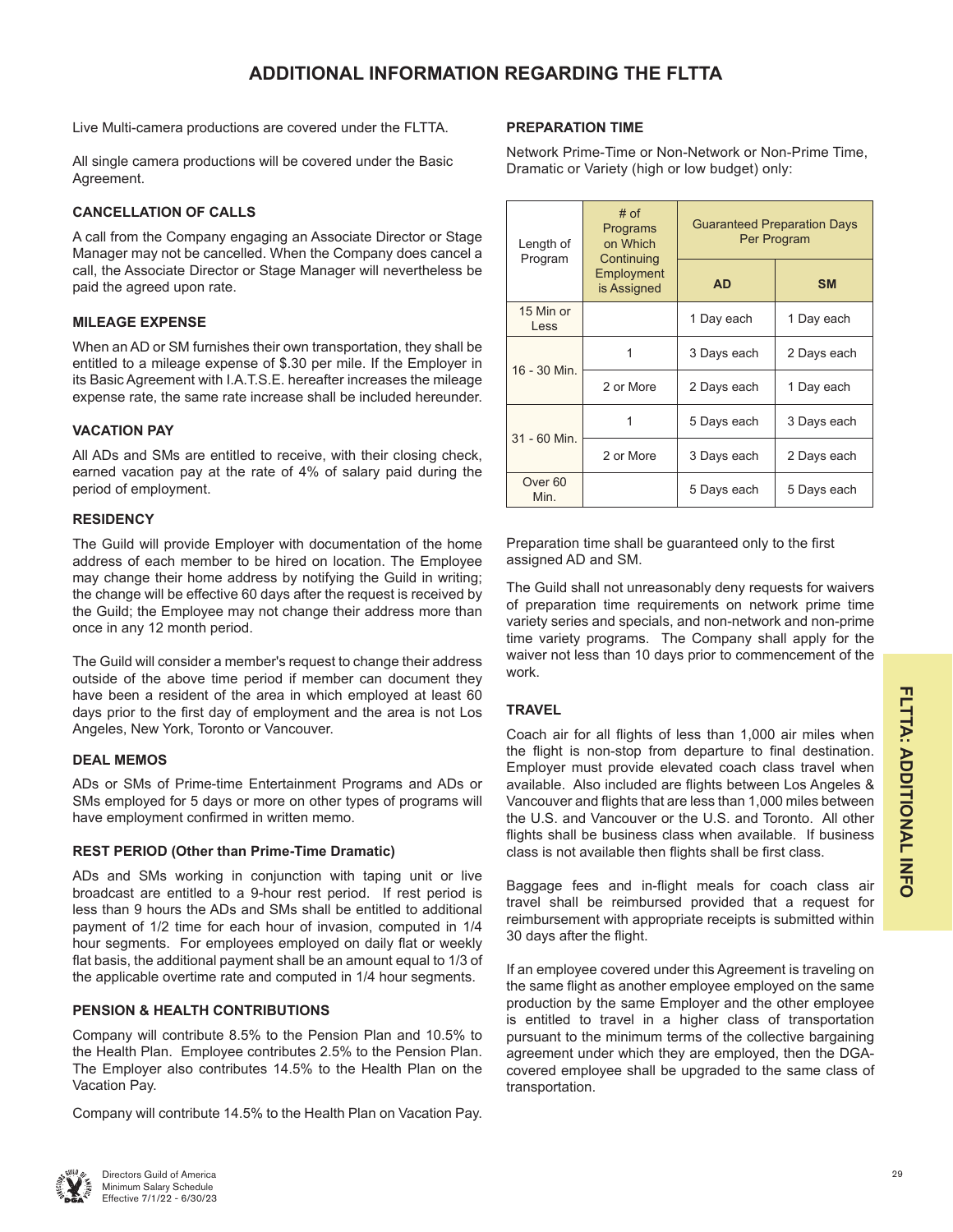## ADDITIONAL INFORMATION REGARDING THE FLTTA

Live Multi-camera productions are covered under the FLTTA.

All single camera productions will be covered under the Basic Agreement.

### CANCELLATION OF CALLS

A call from the Company engaging an Associate Director or Stage Manager may not be cancelled. When the Company does cancel a call, the Associate Director or Stage Manager will nevertheless be paid the agreed upon rate.

### MILEAGE EXPENSE

When an AD or SM furnishes their own transportation, they shall be entitled to a mileage expense of $.30 per mile. If the Employer in its Basic Agreement with I.A.T.S.E. hereafter increases the mileage expense rate, the same rate increase shall be included hereunder.

### VACATION PAY

All ADs and SMs are entitled to receive, with their closing check, earned vacation pay at the rate of 4% of salary paid during the period of employment.

### RESIDENCY

The Guild will provide Employer with documentation of the home address of each member to be hired on location. The Employee may change their home address by notifying the Guild in writing; the change will be effective 60 days after the request is received by the Guild; the Employee may not change their address more than once in any 12 month period.

The Guild will consider a member's request to change their address outside of the above time period if member can document they have been a resident of the area in which employed at least 60 days prior to the first day of employment and the area is not Los Angeles, New York, Toronto or Vancouver.

### DEAL MEMOS

ADs or SMs of Prime-time Entertainment Programs and ADs or SMs employed for 5 days or more on other types of programs will have employment confirmed in written memo.

### REST PERIOD (Other than Prime-Time Dramatic)

ADs and SMs working in conjunction with taping unit or live broadcast are entitled to a 9-hour rest period. If rest period is less than 9 hours the ADs and SMs shall be entitled to additional payment of 1/2 time for each hour of invasion, computed in 1/4 hour segments. For employees employed on daily flat or weekly flat basis, the additional payment shall be an amount equal to 1/3 of the applicable overtime rate and computed in 1/4 hour segments.

### PENSION & HEALTH CONTRIBUTIONS

Company will contribute 8.5% to the Pension Plan and 10.5% to the Health Plan. Employee contributes 2.5% to the Pension Plan. The Employer also contributes 14.5% to the Health Plan on the Vacation Pay.

Company will contribute 14.5% to the Health Plan on Vacation Pay.

### PREPARATION TIME

Network Prime-Time or Non-Network or Non-Prime Time, Dramatic or Variety (high or low budget) only:

| Length of Program | # of Programs on Which Continuing Employment is Assigned | Guaranteed Preparation Days Per Program | |
|---|---|---|---|
| | | **AD** | **SM** |
| 15 Min or Less | | 1 Day each | 1 Day each |
| 16 - 30 Min. | 1 | 3 Days each | 2 Days each |
| | 2 or More | 2 Days each | 1 Day each |
| 31 - 60 Min. | 1 | 5 Days each | 3 Days each |
| | 2 or More | 3 Days each | 2 Days each |
| Over 60 Min. | | 5 Days each | 5 Days each |

Preparation time shall be guaranteed only to the first assigned AD and SM.

The Guild shall not unreasonably deny requests for waivers of preparation time requirements on network prime time variety series and specials, and non-network and non-prime time variety programs. The Company shall apply for the waiver not less than 10 days prior to commencement of the work.

### TRAVEL

Coach air for all flights of less than 1,000 air miles when the flight is non-stop from departure to final destination. Employer must provide elevated coach class travel when available. Also included are flights between Los Angeles & Vancouver and flights that are less than 1,000 miles between the U.S. and Vancouver or the U.S. and Toronto. All other flights shall be business class when available. If business class is not available then flights shall be first class.

Baggage fees and in-flight meals for coach class air travel shall be reimbursed provided that a request for reimbursement with appropriate receipts is submitted within 30 days after the flight.

If an employee covered under this Agreement is traveling on the same flight as another employee employed on the same production by the same Employer and the other employee is entitled to travel in a higher class of transportation pursuant to the minimum terms of the collective bargaining agreement under which they are employed, then the DGA-covered employee shall be upgraded to the same class of transportation.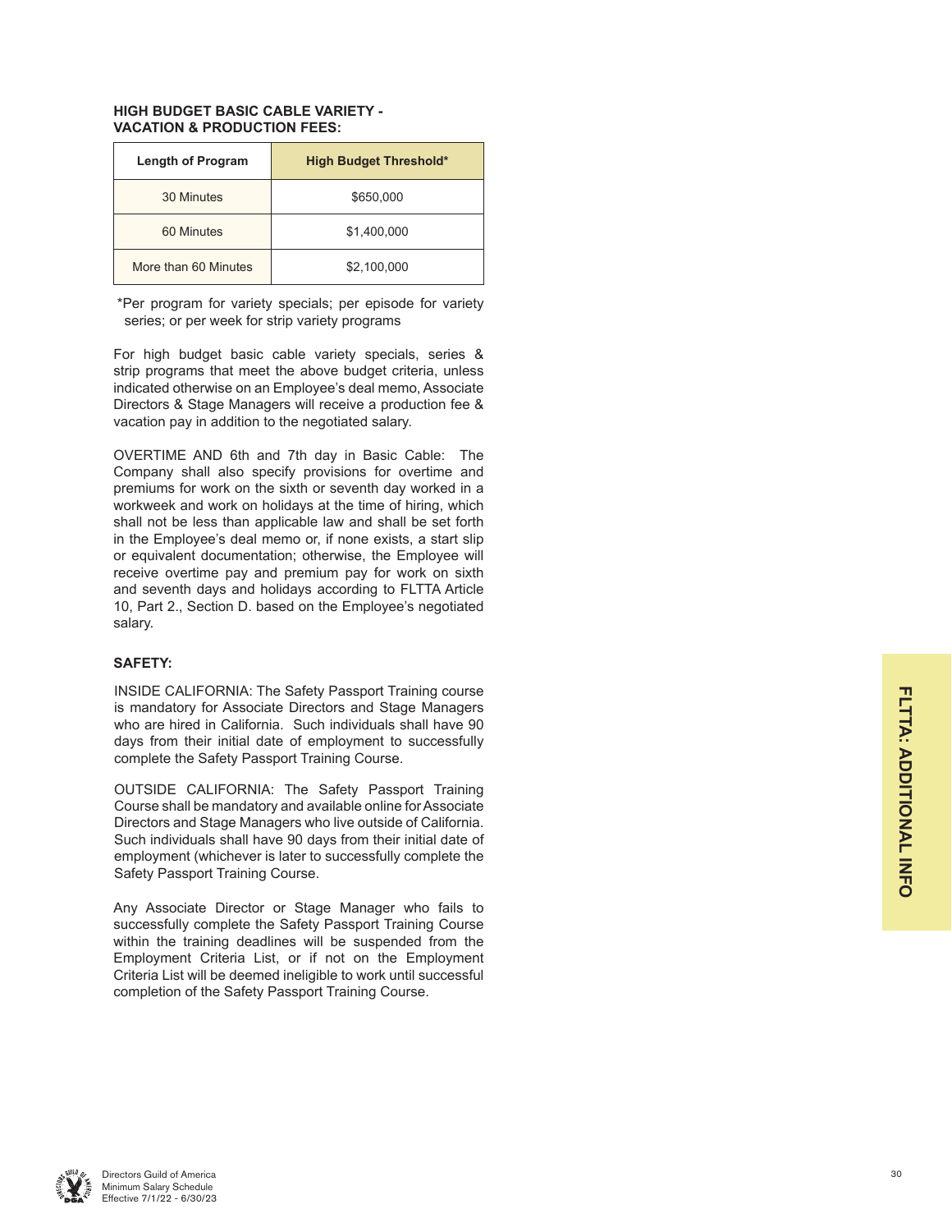**HIGH BUDGET BASIC CABLE VARIETY - VACATION & PRODUCTION FEES:**

| Length of Program | High Budget Threshold* |
|---|---|
| 30 Minutes | $650,000 |
| 60 Minutes | $1,400,000 |
| More than 60 Minutes | $2,100,000 |

*Per program for variety specials; per episode for variety series; or per week for strip variety programs

For high budget basic cable variety specials, series & strip programs that meet the above budget criteria, unless indicated otherwise on an Employee's deal memo, Associate Directors & Stage Managers will receive a production fee & vacation pay in addition to the negotiated salary.

OVERTIME AND 6th and 7th day in Basic Cable: The Company shall also specify provisions for overtime and premiums for work on the sixth or seventh day worked in a workweek and work on holidays at the time of hiring, which shall not be less than applicable law and shall be set forth in the Employee's deal memo or, if none exists, a start slip or equivalent documentation; otherwise, the Employee will receive overtime pay and premium pay for work on sixth and seventh days and holidays according to FLTTA Article 10, Part 2., Section D. based on the Employee's negotiated salary.

**SAFETY:**

INSIDE CALIFORNIA: The Safety Passport Training course is mandatory for Associate Directors and Stage Managers who are hired in California. Such individuals shall have 90 days from their initial date of employment to successfully complete the Safety Passport Training Course.

OUTSIDE CALIFORNIA: The Safety Passport Training Course shall be mandatory and available online for Associate Directors and Stage Managers who live outside of California. Such individuals shall have 90 days from their initial date of employment (whichever is later to successfully complete the Safety Passport Training Course.

Any Associate Director or Stage Manager who fails to successfully complete the Safety Passport Training Course within the training deadlines will be suspended from the Employment Criteria List, or if not on the Employment Criteria List will be deemed ineligible to work until successful completion of the Safety Passport Training Course.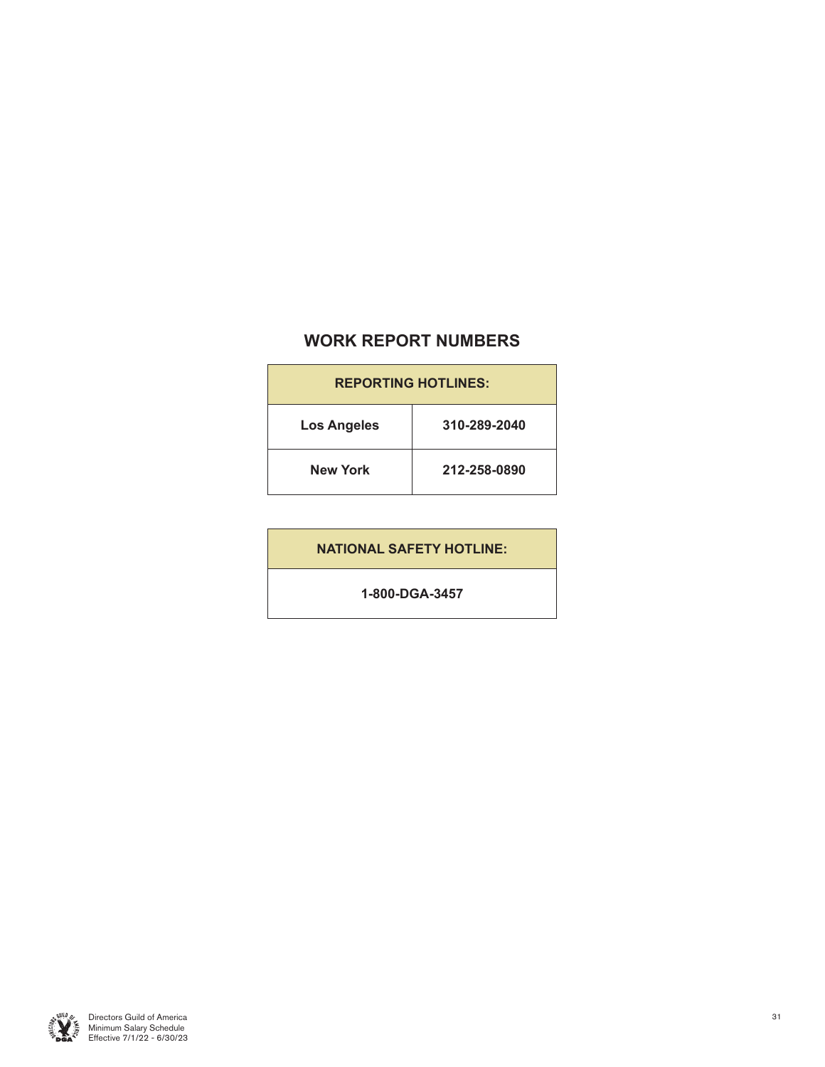## WORK REPORT NUMBERS

| REPORTING HOTLINES: | |
|---|---|
| **Los Angeles** | **310-289-2040** |
| **New York** | **212-258-0890** |

| NATIONAL SAFETY HOTLINE: |
|---|
| **1-800-DGA-3457** |